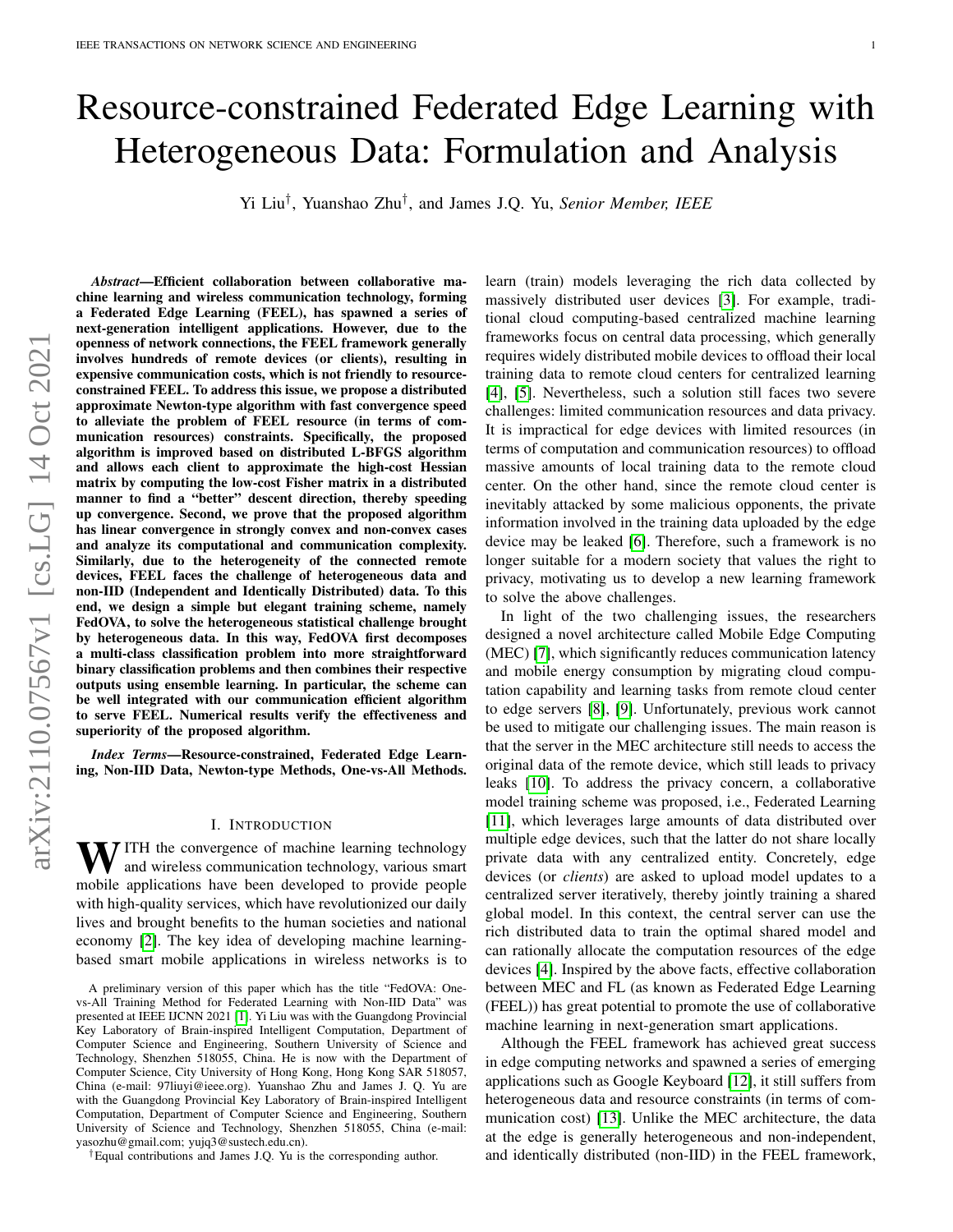# Resource-constrained Federated Edge Learning with Heterogeneous Data: Formulation and Analysis

Yi Liu[†], Yuanshao Zhu[†], and James J.Q. Yu, *Senior Member, IEEE*

***Abstract*—Efficient collaboration between collaborative machine learning and wireless communication technology, forming a Federated Edge Learning (FEEL), has spawned a series of next-generation intelligent applications. However, due to the openness of network connections, the FEEL framework generally involves hundreds of remote devices (or clients), resulting in expensive communication costs, which is not friendly to resource-constrained FEEL. To address this issue, we propose a distributed approximate Newton-type algorithm with fast convergence speed to alleviate the problem of FEEL resource (in terms of communication resources) constraints. Specifically, the proposed algorithm is improved based on distributed L-BFGS algorithm and allows each client to approximate the high-cost Hessian matrix by computing the low-cost Fisher matrix in a distributed manner to find a "better" descent direction, thereby speeding up convergence. Second, we prove that the proposed algorithm has linear convergence in strongly convex and non-convex cases and analyze its computational and communication complexity. Similarly, due to the heterogeneity of the connected remote devices, FEEL faces the challenge of heterogeneous data and non-IID (Independent and Identically Distributed) data. To this end, we design a simple but elegant training scheme, namely FedOVA, to solve the heterogeneous statistical challenge brought by heterogeneous data. In this way, FedOVA first decomposes a multi-class classification problem into more straightforward binary classification problems and then combines their respective outputs using ensemble learning. In particular, the scheme can be well integrated with our communication efficient algorithm to serve FEEL. Numerical results verify the effectiveness and superiority of the proposed algorithm.**

***Index Terms*—Resource-constrained, Federated Edge Learning, Non-IID Data, Newton-type Methods, One-vs-All Methods.**

## I. Introduction

With the convergence of machine learning technology and wireless communication technology, various smart mobile applications have been developed to provide people with high-quality services, which have revolutionized our daily lives and brought benefits to the human societies and national economy [2]. The key idea of developing machine learning-based smart mobile applications in wireless networks is to learn (train) models leveraging the rich data collected by massively distributed user devices [3]. For example, traditional cloud computing-based centralized machine learning frameworks focus on central data processing, which generally requires widely distributed mobile devices to offload their local training data to remote cloud centers for centralized learning [4], [5]. Nevertheless, such a solution still faces two severe challenges: limited communication resources and data privacy. It is impractical for edge devices with limited resources (in terms of computation and communication resources) to offload massive amounts of local training data to the remote cloud center. On the other hand, since the remote cloud center is inevitably attacked by some malicious opponents, the private information involved in the training data uploaded by the edge device may be leaked [6]. Therefore, such a framework is no longer suitable for a modern society that values the right to privacy, motivating us to develop a new learning framework to solve the above challenges.

In light of the two challenging issues, the researchers designed a novel architecture called Mobile Edge Computing (MEC) [7], which significantly reduces communication latency and mobile energy consumption by migrating cloud computation capability and learning tasks from remote cloud center to edge servers [8], [9]. Unfortunately, previous work cannot be used to mitigate our challenging issues. The main reason is that the server in the MEC architecture still needs to access the original data of the remote device, which still leads to privacy leaks [10]. To address the privacy concern, a collaborative model training scheme was proposed, i.e., Federated Learning [11], which leverages large amounts of data distributed over multiple edge devices, such that the latter do not share locally private data with any centralized entity. Concretely, edge devices (or *clients*) are asked to upload model updates to a centralized server iteratively, thereby jointly training a shared global model. In this context, the central server can use the rich distributed data to train the optimal shared model and can rationally allocate the computation resources of the edge devices [4]. Inspired by the above facts, effective collaboration between MEC and FL (as known as Federated Edge Learning (FEEL)) has great potential to promote the use of collaborative machine learning in next-generation smart applications.

Although the FEEL framework has achieved great success in edge computing networks and spawned a series of emerging applications such as Google Keyboard [12], it still suffers from heterogeneous data and resource constraints (in terms of communication cost) [13]. Unlike the MEC architecture, the data at the edge is generally heterogeneous and non-independent, and identically distributed (non-IID) in the FEEL framework,

A preliminary version of this paper which has the title "FedOVA: One-vs-All Training Method for Federated Learning with Non-IID Data" was presented at IEEE IJCNN 2021 [1]. Yi Liu was with the Guangdong Provincial Key Laboratory of Brain-inspired Intelligent Computation, Department of Computer Science and Engineering, Southern University of Science and Technology, Shenzhen 518055, China. He is now with the Department of Computer Science, City University of Hong Kong, Hong Kong SAR 518057, China (e-mail: 97liuyi@ieee.org). Yuanshao Zhu and James J. Q. Yu are with the Guangdong Provincial Key Laboratory of Brain-inspired Intelligent Computation, Department of Computer Science and Engineering, Southern University of Science and Technology, Shenzhen 518055, China (e-mail: yasozhu@gmail.com; yujq3@sustech.edu.cn).

[†]Equal contributions and James J.Q. Yu is the corresponding author.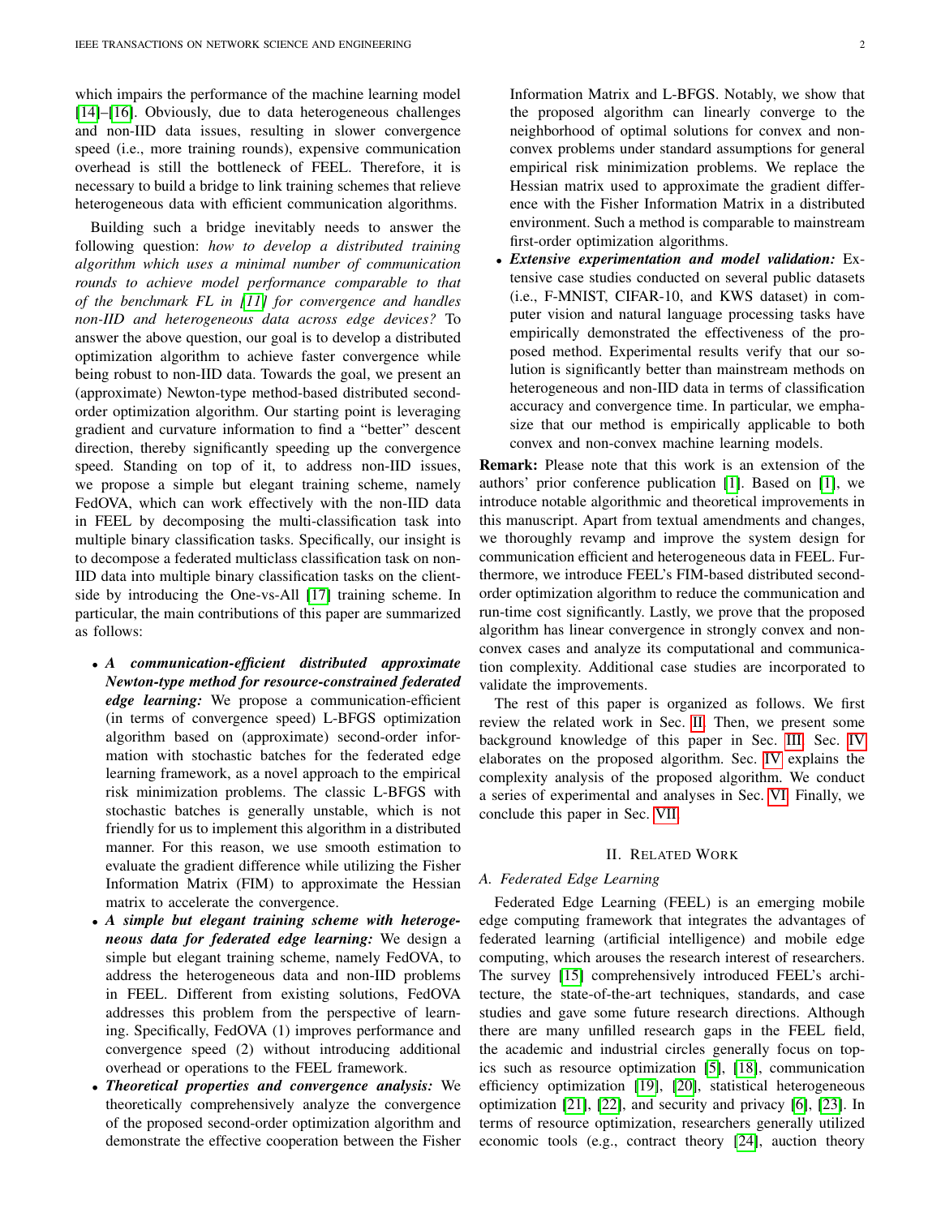which impairs the performance of the machine learning model [14]–[16]. Obviously, due to data heterogeneous challenges and non-IID data issues, resulting in slower convergence speed (i.e., more training rounds), expensive communication overhead is still the bottleneck of FEEL. Therefore, it is necessary to build a bridge to link training schemes that relieve heterogeneous data with efficient communication algorithms.

Building such a bridge inevitably needs to answer the following question: *how to develop a distributed training algorithm which uses a minimal number of communication rounds to achieve model performance comparable to that of the benchmark FL in [11] for convergence and handles non-IID and heterogeneous data across edge devices?* To answer the above question, our goal is to develop a distributed optimization algorithm to achieve faster convergence while being robust to non-IID data. Towards the goal, we present an (approximate) Newton-type method-based distributed second-order optimization algorithm. Our starting point is leveraging gradient and curvature information to find a "better" descent direction, thereby significantly speeding up the convergence speed. Standing on top of it, to address non-IID issues, we propose a simple but elegant training scheme, namely FedOVA, which can work effectively with the non-IID data in FEEL by decomposing the multi-classification task into multiple binary classification tasks. Specifically, our insight is to decompose a federated multiclass classification task on non-IID data into multiple binary classification tasks on the client-side by introducing the One-vs-All [17] training scheme. In particular, the main contributions of this paper are summarized as follows:

- ***A communication-efficient distributed approximate Newton-type method for resource-constrained federated edge learning:*** We propose a communication-efficient (in terms of convergence speed) L-BFGS optimization algorithm based on (approximate) second-order information with stochastic batches for the federated edge learning framework, as a novel approach to the empirical risk minimization problems. The classic L-BFGS with stochastic batches is generally unstable, which is not friendly for us to implement this algorithm in a distributed manner. For this reason, we use smooth estimation to evaluate the gradient difference while utilizing the Fisher Information Matrix (FIM) to approximate the Hessian matrix to accelerate the convergence.
- ***A simple but elegant training scheme with heterogeneous data for federated edge learning:*** We design a simple but elegant training scheme, namely FedOVA, to address the heterogeneous data and non-IID problems in FEEL. Different from existing solutions, FedOVA addresses this problem from the perspective of learning. Specifically, FedOVA (1) improves performance and convergence speed (2) without introducing additional overhead or operations to the FEEL framework.
- ***Theoretical properties and convergence analysis:*** We theoretically comprehensively analyze the convergence of the proposed second-order optimization algorithm and demonstrate the effective cooperation between the Fisher Information Matrix and L-BFGS. Notably, we show that the proposed algorithm can linearly converge to the neighborhood of optimal solutions for convex and non-convex problems under standard assumptions for general empirical risk minimization problems. We replace the Hessian matrix used to approximate the gradient difference with the Fisher Information Matrix in a distributed environment. Such a method is comparable to mainstream first-order optimization algorithms.
- ***Extensive experimentation and model validation:*** Extensive case studies conducted on several public datasets (i.e., F-MNIST, CIFAR-10, and KWS dataset) in computer vision and natural language processing tasks have empirically demonstrated the effectiveness of the proposed method. Experimental results verify that our solution is significantly better than mainstream methods on heterogeneous and non-IID data in terms of classification accuracy and convergence time. In particular, we emphasize that our method is empirically applicable to both convex and non-convex machine learning models.

**Remark:** Please note that this work is an extension of the authors' prior conference publication [1]. Based on [1], we introduce notable algorithmic and theoretical improvements in this manuscript. Apart from textual amendments and changes, we thoroughly revamp and improve the system design for communication efficient and heterogeneous data in FEEL. Furthermore, we introduce FEEL's FIM-based distributed second-order optimization algorithm to reduce the communication and run-time cost significantly. Lastly, we prove that the proposed algorithm has linear convergence in strongly convex and non-convex cases and analyze its computational and communication complexity. Additional case studies are incorporated to validate the improvements.

The rest of this paper is organized as follows. We first review the related work in Sec. II. Then, we present some background knowledge of this paper in Sec. III. Sec. IV elaborates on the proposed algorithm. Sec. IV explains the complexity analysis of the proposed algorithm. We conduct a series of experimental and analyses in Sec. VI. Finally, we conclude this paper in Sec. VII.

## II. Related Work

### A. Federated Edge Learning

Federated Edge Learning (FEEL) is an emerging mobile edge computing framework that integrates the advantages of federated learning (artificial intelligence) and mobile edge computing, which arouses the research interest of researchers. The survey [15] comprehensively introduced FEEL's architecture, the state-of-the-art techniques, standards, and case studies and gave some future research directions. Although there are many unfilled research gaps in the FEEL field, the academic and industrial circles generally focus on topics such as resource optimization [5], [18], communication efficiency optimization [19], [20], statistical heterogeneous optimization [21], [22], and security and privacy [6], [23]. In terms of resource optimization, researchers generally utilized economic tools (e.g., contract theory [24], auction theory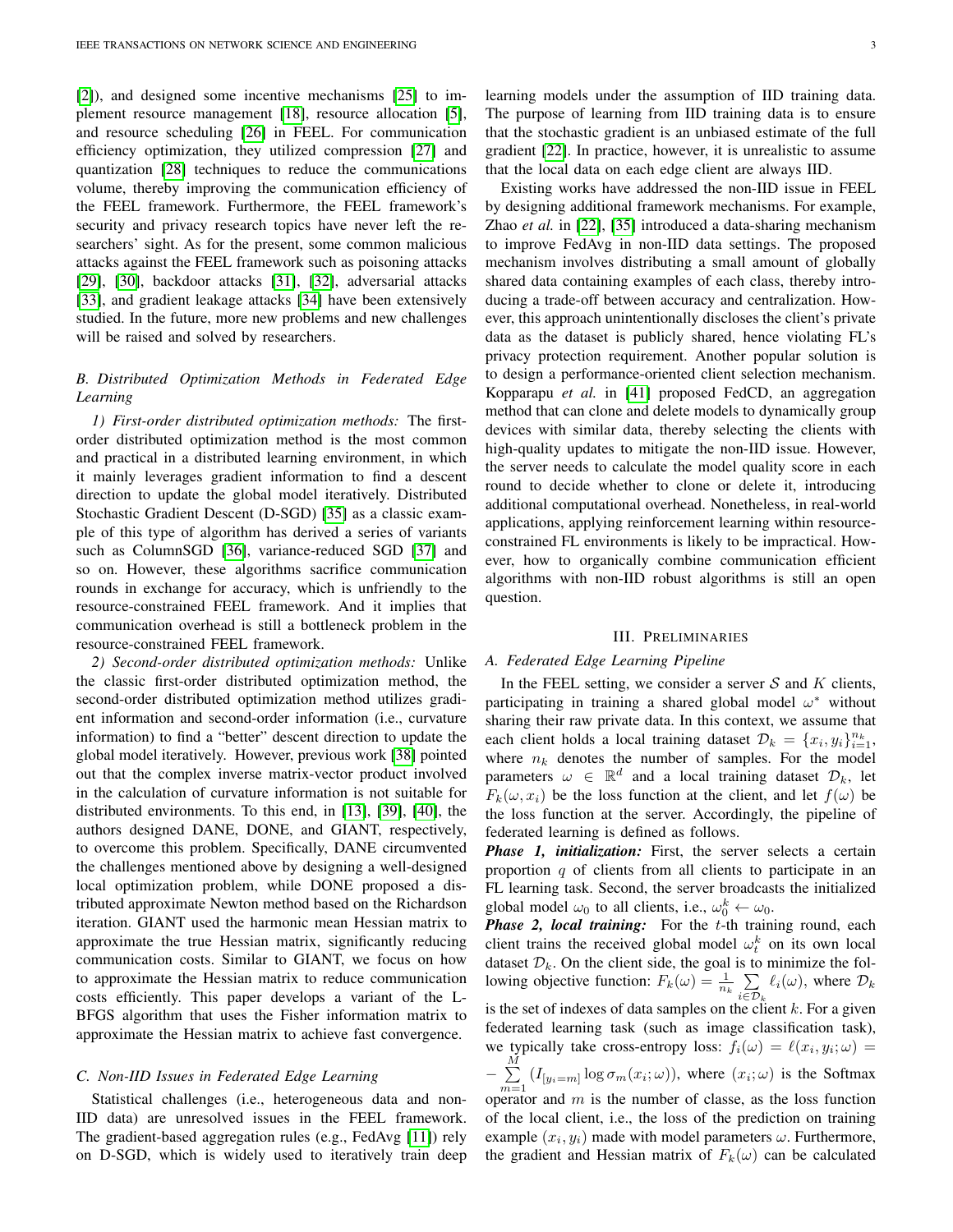[2]), and designed some incentive mechanisms [25] to implement resource management [18], resource allocation [5], and resource scheduling [26] in FEEL. For communication efficiency optimization, they utilized compression [27] and quantization [28] techniques to reduce the communications volume, thereby improving the communication efficiency of the FEEL framework. Furthermore, the FEEL framework's security and privacy research topics have never left the researchers' sight. As for the present, some common malicious attacks against the FEEL framework such as poisoning attacks [29], [30], backdoor attacks [31], [32], adversarial attacks [33], and gradient leakage attacks [34] have been extensively studied. In the future, more new problems and new challenges will be raised and solved by researchers.

### B. Distributed Optimization Methods in Federated Edge Learning

*1) First-order distributed optimization methods:* The first-order distributed optimization method is the most common and practical in a distributed learning environment, in which it mainly leverages gradient information to find a descent direction to update the global model iteratively. Distributed Stochastic Gradient Descent (D-SGD) [35] as a classic example of this type of algorithm has derived a series of variants such as ColumnSGD [36], variance-reduced SGD [37] and so on. However, these algorithms sacrifice communication rounds in exchange for accuracy, which is unfriendly to the resource-constrained FEEL framework. And it implies that communication overhead is still a bottleneck problem in the resource-constrained FEEL framework.

*2) Second-order distributed optimization methods:* Unlike the classic first-order distributed optimization method, the second-order distributed optimization method utilizes gradient information and second-order information (i.e., curvature information) to find a "better" descent direction to update the global model iteratively. However, previous work [38] pointed out that the complex inverse matrix-vector product involved in the calculation of curvature information is not suitable for distributed environments. To this end, in [13], [39], [40], the authors designed DANE, DONE, and GIANT, respectively, to overcome this problem. Specifically, DANE circumvented the challenges mentioned above by designing a well-designed local optimization problem, while DONE proposed a distributed approximate Newton method based on the Richardson iteration. GIANT used the harmonic mean Hessian matrix to approximate the true Hessian matrix, significantly reducing communication costs. Similar to GIANT, we focus on how to approximate the Hessian matrix to reduce communication costs efficiently. This paper develops a variant of the L-BFGS algorithm that uses the Fisher information matrix to approximate the Hessian matrix to achieve fast convergence.

### C. Non-IID Issues in Federated Edge Learning

Statistical challenges (i.e., heterogeneous data and non-IID data) are unresolved issues in the FEEL framework. The gradient-based aggregation rules (e.g., FedAvg [11]) rely on D-SGD, which is widely used to iteratively train deep learning models under the assumption of IID training data. The purpose of learning from IID training data is to ensure that the stochastic gradient is an unbiased estimate of the full gradient [22]. In practice, however, it is unrealistic to assume that the local data on each edge client are always IID.

Existing works have addressed the non-IID issue in FEEL by designing additional framework mechanisms. For example, Zhao *et al.* in [22], [35] introduced a data-sharing mechanism to improve FedAvg in non-IID data settings. The proposed mechanism involves distributing a small amount of globally shared data containing examples of each class, thereby introducing a trade-off between accuracy and centralization. However, this approach unintentionally discloses the client's private data as the dataset is publicly shared, hence violating FL's privacy protection requirement. Another popular solution is to design a performance-oriented client selection mechanism. Kopparapu *et al.* in [41] proposed FedCD, an aggregation method that can clone and delete models to dynamically group devices with similar data, thereby selecting the clients with high-quality updates to mitigate the non-IID issue. However, the server needs to calculate the model quality score in each round to decide whether to clone or delete it, introducing additional computational overhead. Nonetheless, in real-world applications, applying reinforcement learning within resource-constrained FL environments is likely to be impractical. However, how to organically combine communication efficient algorithms with non-IID robust algorithms is still an open question.

## III. Preliminaries

### A. Federated Edge Learning Pipeline

In the FEEL setting, we consider a server $\mathcal{S}$ and $K$ clients, participating in training a shared global model $\omega^*$ without sharing their raw private data. In this context, we assume that each client holds a local training dataset $\mathcal{D}_k = \{x_i, y_i\}_{i=1}^{n_k}$, where $n_k$ denotes the number of samples. For the model parameters $\omega \in \mathbb{R}^d$ and a local training dataset $\mathcal{D}_k$, let $F_k(\omega, x_i)$ be the loss function at the client, and let $f(\omega)$ be the loss function at the server. Accordingly, the pipeline of federated learning is defined as follows.

***Phase 1, initialization:*** First, the server selects a certain proportion $q$ of clients from all clients to participate in an FL learning task. Second, the server broadcasts the initialized global model $\omega_0$ to all clients, i.e., $\omega_0^k \leftarrow \omega_0$.

***Phase 2, local training:*** For the $t$-th training round, each client trains the received global model $\omega_t^k$ on its own local dataset $\mathcal{D}_k$. On the client side, the goal is to minimize the following objective function: $F_k(\omega) = \frac{1}{n_k} \sum_{i \in \mathcal{D}_k} \ell_i(\omega)$, where $\mathcal{D}_k$ is the set of indexes of data samples on the client $k$. For a given federated learning task (such as image classification task), we typically take cross-entropy loss: $f_i(\omega) = \ell(x_i, y_i; \omega) = -\sum_{m=1}^{M} (I_{[y_i=m]} \log \sigma_m(x_i; \omega))$, where $(x_i; \omega)$ is the Softmax operator and $m$ is the number of classe, as the loss function of the local client, i.e., the loss of the prediction on training example $(x_i, y_i)$ made with model parameters $\omega$. Furthermore, the gradient and Hessian matrix of $F_k(\omega)$ can be calculated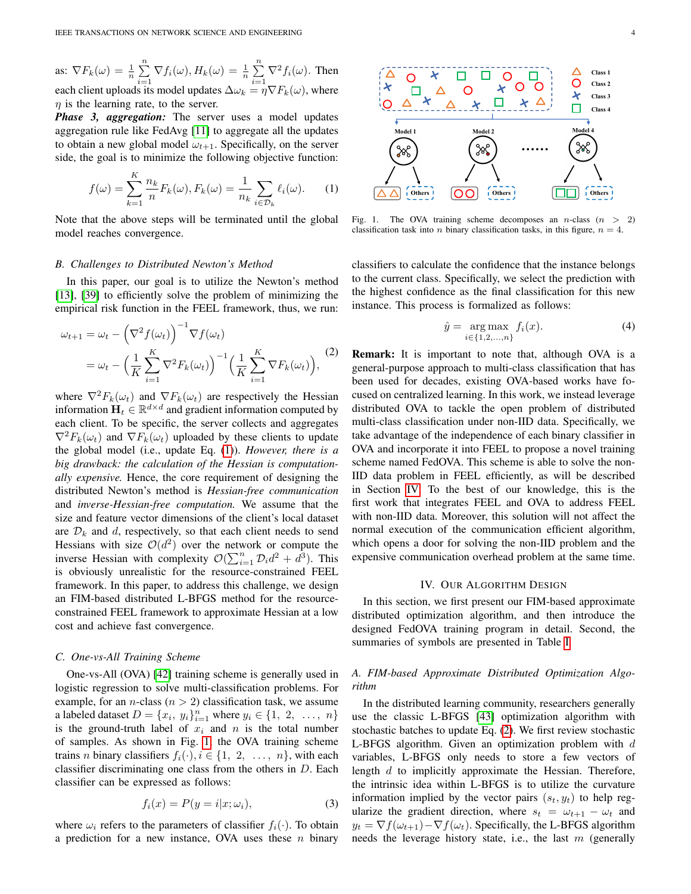as: $\nabla F_k(\omega) = \frac{1}{n}\sum_{i=1}^{n} \nabla f_i(\omega), H_k(\omega) = \frac{1}{n}\sum_{i=1}^{n} \nabla^2 f_i(\omega)$. Then each client uploads its model updates $\Delta\omega_k = \eta \nabla F_k(\omega)$, where $\eta$ is the learning rate, to the server.

***Phase 3, aggregation:*** The server uses a model updates aggregation rule like FedAvg [11] to aggregate all the updates to obtain a new global model $\omega_{t+1}$. Specifically, on the server side, the goal is to minimize the following objective function:

$$f(\omega) = \sum_{k=1}^{K} \frac{n_k}{n} F_k(\omega), F_k(\omega) = \frac{1}{n_k} \sum_{i \in \mathcal{D}_k} \ell_i(\omega). \tag{1}$$

Note that the above steps will be terminated until the global model reaches convergence.

### B. Challenges to Distributed Newton's Method

In this paper, our goal is to utilize the Newton's method [13], [39] to efficiently solve the problem of minimizing the empirical risk function in the FEEL framework, thus, we run:

$$\begin{aligned}\omega_{t+1} &= \omega_t - \left(\nabla^2 f(\omega_t)\right)^{-1} \nabla f(\omega_t) \\ &= \omega_t - \left(\frac{1}{K}\sum_{i=1}^{K} \nabla^2 F_k(\omega_t)\right)^{-1} \left(\frac{1}{K}\sum_{i=1}^{K} \nabla F_k(\omega_t)\right),\end{aligned} \tag{2}$$

where $\nabla^2 F_k(\omega_t)$ and $\nabla F_k(\omega_t)$ are respectively the Hessian information $\mathbf{H}_t \in \mathbb{R}^{d\times d}$ and gradient information computed by each client. To be specific, the server collects and aggregates $\nabla^2 F_k(\omega_t)$ and $\nabla F_k(\omega_t)$ uploaded by these clients to update the global model (i.e., update Eq. (1)). *However, there is a big drawback: the calculation of the Hessian is computationally expensive.* Hence, the core requirement of designing the distributed Newton's method is *Hessian-free communication* and *inverse-Hessian-free computation.* We assume that the size and feature vector dimensions of the client's local dataset are $\mathcal{D}_k$ and $d$, respectively, so that each client needs to send Hessians with size $\mathcal{O}(d^2)$ over the network or compute the inverse Hessian with complexity $\mathcal{O}(\sum_{i=1}^{n} \mathcal{D}_i d^2 + d^3)$. This is obviously unrealistic for the resource-constrained FEEL framework. In this paper, to address this challenge, we design an FIM-based distributed L-BFGS method for the resource-constrained FEEL framework to approximate Hessian at a low cost and achieve fast convergence.

### C. One-vs-All Training Scheme

One-vs-All (OVA) [42] training scheme is generally used in logistic regression to solve multi-classification problems. For example, for an $n$-class ($n > 2$) classification task, we assume a labeled dataset $D = \{x_i, y_i\}_{i=1}^{n}$ where $y_i \in \{1, 2, \ldots, n\}$ is the ground-truth label of $x_i$ and $n$ is the total number of samples. As shown in Fig. 1, the OVA training scheme trains $n$ binary classifiers $f_i(\cdot), i \in \{1, 2, \ldots, n\}$, with each classifier discriminating one class from the others in $D$. Each classifier can be expressed as follows:

$$f_i(x) = P(y = i|x; \omega_i), \tag{3}$$

where $\omega_i$ refers to the parameters of classifier $f_i(\cdot)$. To obtain a prediction for a new instance, OVA uses these $n$ binary classifiers to calculate the confidence that the instance belongs to the current class. Specifically, we select the prediction with the highest confidence as the final classification for this new instance. This process is formalized as follows:

Fig. 1. The OVA training scheme decomposes an $n$-class ($n > 2$) classification task into $n$ binary classification tasks, in this figure, $n = 4$.

$$\hat{y} = \underset{i \in \{1,2,\ldots,n\}}{\arg\max}\ f_i(x). \tag{4}$$

**Remark:** It is important to note that, although OVA is a general-purpose approach to multi-class classification that has been used for decades, existing OVA-based works have focused on centralized learning. In this work, we instead leverage distributed OVA to tackle the open problem of distributed multi-class classification under non-IID data. Specifically, we take advantage of the independence of each binary classifier in OVA and incorporate it into FEEL to propose a novel training scheme named FedOVA. This scheme is able to solve the non-IID data problem in FEEL efficiently, as will be described in Section IV. To the best of our knowledge, this is the first work that integrates FEEL and OVA to address FEEL with non-IID data. Moreover, this solution will not affect the normal execution of the communication efficient algorithm, which opens a door for solving the non-IID problem and the expensive communication overhead problem at the same time.

## IV. Our Algorithm Design

In this section, we first present our FIM-based approximate distributed optimization algorithm, and then introduce the designed FedOVA training program in detail. Second, the summaries of symbols are presented in Table I.

### A. FIM-based Approximate Distributed Optimization Algorithm

In the distributed learning community, researchers generally use the classic L-BFGS [43] optimization algorithm with stochastic batches to update Eq. (2). We first review stochastic L-BFGS algorithm. Given an optimization problem with $d$ variables, L-BFGS only needs to store a few vectors of length $d$ to implicitly approximate the Hessian. Therefore, the intrinsic idea within L-BFGS is to utilize the curvature information implied by the vector pairs $(s_t, y_t)$ to help regularize the gradient direction, where $s_t = \omega_{t+1} - \omega_t$ and $y_t = \nabla f(\omega_{t+1}) - \nabla f(\omega_t)$. Specifically, the L-BFGS algorithm needs the leverage history state, i.e., the last $m$ (generally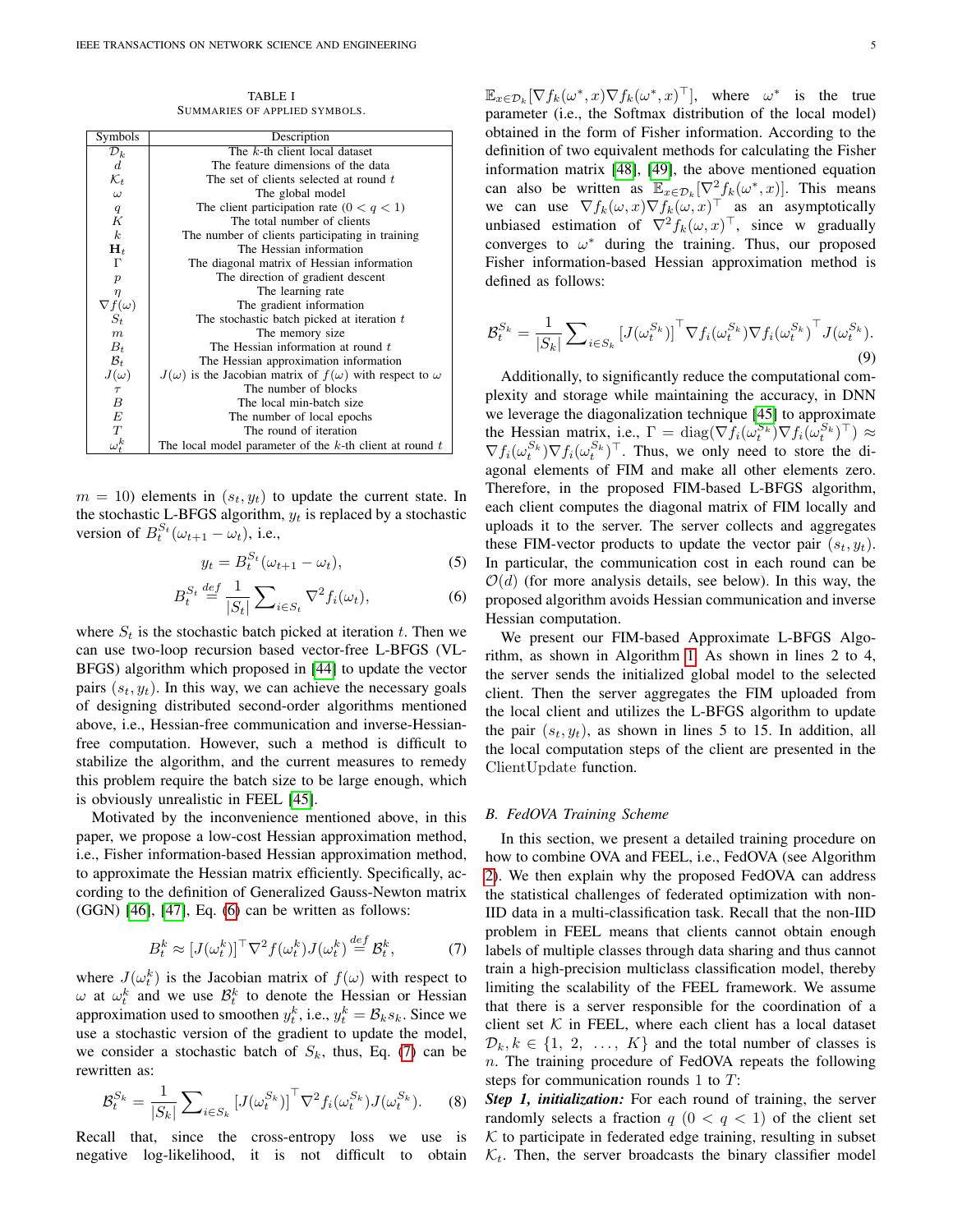TABLE I
SUMMARIES OF APPLIED SYMBOLS.

| Symbols | Description |
|---|---|
| $\mathcal{D}_k$ | The $k$-th client local dataset |
| $d$ | The feature dimensions of the data |
| $\mathcal{K}_t$ | The set of clients selected at round $t$ |
| $\omega$ | The global model |
| $q$ | The client participation rate ($0 < q < 1$) |
| $K$ | The total number of clients |
| $k$ | The number of clients participating in training |
| $\mathbf{H}_t$ | The Hessian information |
| $\Gamma$ | The diagonal matrix of Hessian information |
| $p$ | The direction of gradient descent |
| $\eta$ | The learning rate |
| $\nabla f(\omega)$ | The gradient information |
| $S_t$ | The stochastic batch picked at iteration $t$ |
| $m$ | The memory size |
| $B_t$ | The Hessian information at round $t$ |
| $\mathcal{B}_t$ | The Hessian approximation information |
| $J(\omega)$ | $J(\omega)$ is the Jacobian matrix of $f(\omega)$ with respect to $\omega$ |
| $\tau$ | The number of blocks |
| $B$ | The local min-batch size |
| $E$ | The number of local epochs |
| $T$ | The round of iteration |
| $\omega_t^k$ | The local model parameter of the $k$-th client at round $t$ |

$m = 10$) elements in $(s_t, y_t)$ to update the current state. In the stochastic L-BFGS algorithm, $y_t$ is replaced by a stochastic version of $B_t^{S_t}(\omega_{t+1} - \omega_t)$, i.e.,

$$y_t = B_t^{S_t}(\omega_{t+1} - \omega_t), \tag{5}$$

$$B_t^{S_t} \stackrel{def}{=} \frac{1}{|S_t|} \sum\nolimits_{i \in S_t} \nabla^2 f_i(\omega_t), \tag{6}$$

where $S_t$ is the stochastic batch picked at iteration $t$. Then we can use two-loop recursion based vector-free L-BFGS (VL-BFGS) algorithm which proposed in [44] to update the vector pairs $(s_t, y_t)$. In this way, we can achieve the necessary goals of designing distributed second-order algorithms mentioned above, i.e., Hessian-free communication and inverse-Hessian-free computation. However, such a method is difficult to stabilize the algorithm, and the current measures to remedy this problem require the batch size to be large enough, which is obviously unrealistic in FEEL [45].

Motivated by the inconvenience mentioned above, in this paper, we propose a low-cost Hessian approximation method, i.e., Fisher information-based Hessian approximation method, to approximate the Hessian matrix efficiently. Specifically, according to the definition of Generalized Gauss-Newton matrix (GGN) [46], [47], Eq. (6) can be written as follows:

$$B_t^k \approx [J(\omega_t^k)]^\top \nabla^2 f(\omega_t^k) J(\omega_t^k) \stackrel{def}{=} \mathcal{B}_t^k, \tag{7}$$

where $J(\omega_t^k)$ is the Jacobian matrix of $f(\omega)$ with respect to $\omega$ at $\omega_t^k$ and we use $\mathcal{B}_t^k$ to denote the Hessian or Hessian approximation used to smoothen $y_t^k$, i.e., $y_t^k = \mathcal{B}_k s_k$. Since we use a stochastic version of the gradient to update the model, we consider a stochastic batch of $S_k$, thus, Eq. (7) can be rewritten as:

$$\mathcal{B}_t^{S_k} = \frac{1}{|S_k|} \sum\nolimits_{i \in S_k} [J(\omega_t^{S_k})]^\top \nabla^2 f_i(\omega_t^{S_k}) J(\omega_t^{S_k}). \tag{8}$$

Recall that, since the cross-entropy loss we use is negative log-likelihood, it is not difficult to obtain $\mathbb{E}_{x \in \mathcal{D}_k}[\nabla f_k(\omega^*, x) \nabla f_k(\omega^*, x)^\top]$, where $\omega^*$ is the true parameter (i.e., the Softmax distribution of the local model) obtained in the form of Fisher information. According to the definition of two equivalent methods for calculating the Fisher information matrix [48], [49], the above mentioned equation can also be written as $\mathbb{E}_{x \in \mathcal{D}_k}[\nabla^2 f_k(\omega^*, x)]$. This means we can use $\nabla f_k(\omega, x) \nabla f_k(\omega, x)^\top$ as an asymptotically unbiased estimation of $\nabla^2 f_k(\omega, x)^\top$, since w gradually converges to $\omega^*$ during the training. Thus, our proposed Fisher information-based Hessian approximation method is defined as follows:

$$\mathcal{B}_t^{S_k} = \frac{1}{|S_k|} \sum\nolimits_{i \in S_k} [J(\omega_t^{S_k})]^\top \nabla f_i(\omega_t^{S_k}) \nabla f_i(\omega_t^{S_k})^\top J(\omega_t^{S_k}). \tag{9}$$

Additionally, to significantly reduce the computational complexity and storage while maintaining the accuracy, in DNN we leverage the diagonalization technique [45] to approximate the Hessian matrix, i.e., $\Gamma = \mathrm{diag}(\nabla f_i(\omega_t^{S_k}) \nabla f_i(\omega_t^{S_k})^\top) \approx \nabla f_i(\omega_t^{S_k}) \nabla f_i(\omega_t^{S_k})^\top$. Thus, we only need to store the diagonal elements of FIM and make all other elements zero. Therefore, in the proposed FIM-based L-BFGS algorithm, each client computes the diagonal matrix of FIM locally and uploads it to the server. The server collects and aggregates these FIM-vector products to update the vector pair $(s_t, y_t)$. In particular, the communication cost in each round can be $\mathcal{O}(d)$ (for more analysis details, see below). In this way, the proposed algorithm avoids Hessian communication and inverse Hessian computation.

We present our FIM-based Approximate L-BFGS Algorithm, as shown in Algorithm 1. As shown in lines 2 to 4, the server sends the initialized global model to the selected client. Then the server aggregates the FIM uploaded from the local client and utilizes the L-BFGS algorithm to update the pair $(s_t, y_t)$, as shown in lines 5 to 15. In addition, all the local computation steps of the client are presented in the ClientUpdate function.

### B. FedOVA Training Scheme

In this section, we present a detailed training procedure on how to combine OVA and FEEL, i.e., FedOVA (see Algorithm 2). We then explain why the proposed FedOVA can address the statistical challenges of federated optimization with non-IID data in a multi-classification task. Recall that the non-IID problem in FEEL means that clients cannot obtain enough labels of multiple classes through data sharing and thus cannot train a high-precision multiclass classification model, thereby limiting the scalability of the FEEL framework. We assume that there is a server responsible for the coordination of a client set $\mathcal{K}$ in FEEL, where each client has a local dataset $\mathcal{D}_k, k \in \{1,\ 2,\ \ldots,\ K\}$ and the total number of classes is $n$. The training procedure of FedOVA repeats the following steps for communication rounds 1 to $T$:

***Step 1, initialization:*** For each round of training, the server randomly selects a fraction $q$ $(0 < q < 1)$ of the client set $\mathcal{K}$ to participate in federated edge training, resulting in subset $\mathcal{K}_t$. Then, the server broadcasts the binary classifier model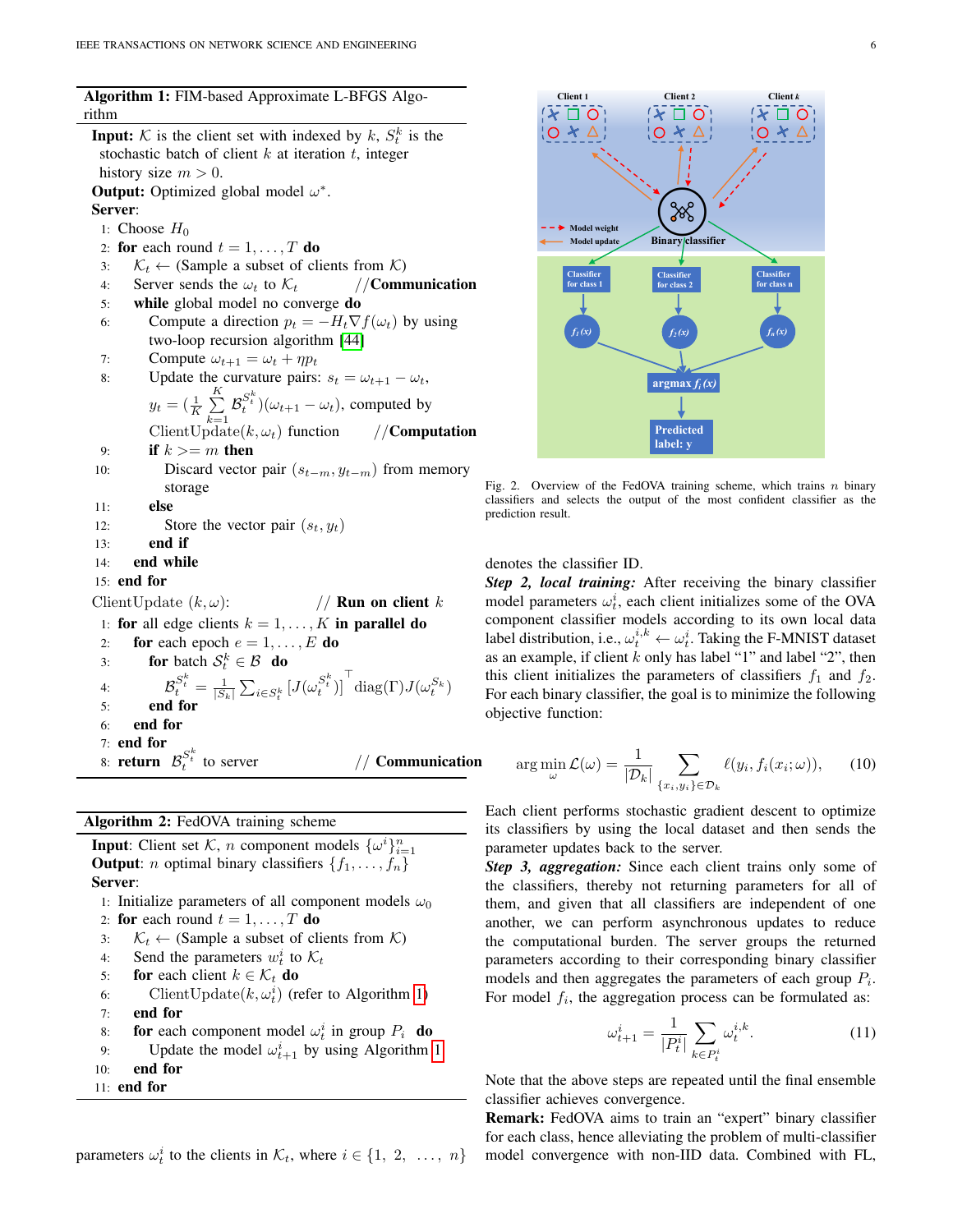**Algorithm 1:** FIM-based Approximate L-BFGS Algorithm

**Input:** $\mathcal{K}$ is the client set with indexed by $k$, $S_t^k$ is the stochastic batch of client $k$ at iteration $t$, integer history size $m > 0$.
**Output:** Optimized global model $\omega^*$.
**Server**:
1: Choose $H_0$
2: **for** each round $t = 1, \ldots, T$ **do**
3: $\quad \mathcal{K}_t \leftarrow$ (Sample a subset of clients from $\mathcal{K}$)
4: $\quad$ Server sends the $\omega_t$ to $\mathcal{K}_t$ $\quad$ //**Communication**
5: $\quad$ **while** global model no converge **do**
6: $\quad\quad$ Compute a direction $p_t = -H_t \nabla f(\omega_t)$ by using two-loop recursion algorithm [44]
7: $\quad\quad$ Compute $\omega_{t+1} = \omega_t + \eta p_t$
8: $\quad\quad$ Update the curvature pairs: $s_t = \omega_{t+1} - \omega_t$, $y_t = (\frac{1}{K}\sum_{k=1}^{K} \mathcal{B}_t^{S_t^k})(\omega_{t+1} - \omega_t)$, computed by ClientUpdate$(k, \omega_t)$ function $\quad$ //**Computation**
9: $\quad\quad$ **if** $k >= m$ **then**
10: $\quad\quad\quad$ Discard vector pair $(s_{t-m}, y_{t-m})$ from memory storage
11: $\quad\quad$ **else**
12: $\quad\quad\quad$ Store the vector pair $(s_t, y_t)$
13: $\quad\quad$ **end if**
14: $\quad$ **end while**
15: **end for**
ClientUpdate $(k, \omega)$: $\quad$ // **Run on client** $k$
1: **for** all edge clients $k = 1, \ldots, K$ **in parallel do**
2: $\quad$ **for** each epoch $e = 1, \ldots, E$ **do**
3: $\quad\quad$ **for** batch $\mathcal{S}_t^k \in \mathcal{B}$ **do**
4: $\quad\quad\quad$ $\mathcal{B}_t^{S_t^k} = \frac{1}{|S_k|}\sum_{i \in S_t^k} [J(\omega_t^{S_t^k})]^\top \operatorname{diag}(\Gamma) J(\omega_t^{S_k})$
5: $\quad\quad$ **end for**
6: $\quad$ **end for**
7: **end for**
8: **return** $\mathcal{B}_t^{S_t^k}$ to server $\quad$ // **Communication**

**Algorithm 2:** FedOVA training scheme

**Input**: Client set $\mathcal{K}$, $n$ component models $\{\omega^i\}_{i=1}^n$
**Output**: $n$ optimal binary classifiers $\{f_1, \ldots, f_n\}$
**Server**:
1: Initialize parameters of all component models $\omega_0$
2: **for** each round $t = 1, \ldots, T$ **do**
3: $\quad \mathcal{K}_t \leftarrow$ (Sample a subset of clients from $\mathcal{K}$)
4: $\quad$ Send the parameters $w_t^i$ to $\mathcal{K}_t$
5: $\quad$ **for** each client $k \in \mathcal{K}_t$ **do**
6: $\quad\quad$ ClientUpdate$(k, \omega_t^i)$ (refer to Algorithm 1)
7: $\quad$ **end for**
8: $\quad$ **for** each component model $\omega_t^i$ in group $P_i$ **do**
9: $\quad\quad$ Update the model $\omega_{t+1}^i$ by using Algorithm 1
10: $\quad$ **end for**
11: **end for**

parameters $\omega_t^i$ to the clients in $\mathcal{K}_t$, where $i \in \{1, 2, \ldots, n\}$ denotes the classifier ID.

Fig. 2. Overview of the FedOVA training scheme, which trains $n$ binary classifiers and selects the output of the most confident classifier as the prediction result.

***Step 2, local training:*** After receiving the binary classifier model parameters $\omega_t^i$, each client initializes some of the OVA component classifier models according to its own local data label distribution, i.e., $\omega_t^{i,k} \leftarrow \omega_t^i$. Taking the F-MNIST dataset as an example, if client $k$ only has label "1" and label "2", then this client initializes the parameters of classifiers $f_1$ and $f_2$. For each binary classifier, the goal is to minimize the following objective function:

$$\arg\min_{\omega} \mathcal{L}(\omega) = \frac{1}{|\mathcal{D}_k|} \sum_{\{x_i, y_i\} \in \mathcal{D}_k} \ell(y_i, f_i(x_i; \omega)), \tag{10}$$

Each client performs stochastic gradient descent to optimize its classifiers by using the local dataset and then sends the parameter updates back to the server.

***Step 3, aggregation:*** Since each client trains only some of the classifiers, thereby not returning parameters for all of them, and given that all classifiers are independent of one another, we can perform asynchronous updates to reduce the computational burden. The server groups the returned parameters according to their corresponding binary classifier models and then aggregates the parameters of each group $P_i$. For model $f_i$, the aggregation process can be formulated as:

$$\omega_{t+1}^i = \frac{1}{|P_t^i|} \sum_{k \in P_t^i} \omega_t^{i,k}. \tag{11}$$

Note that the above steps are repeated until the final ensemble classifier achieves convergence.

**Remark:** FedOVA aims to train an "expert" binary classifier for each class, hence alleviating the problem of multi-classifier model convergence with non-IID data. Combined with FL,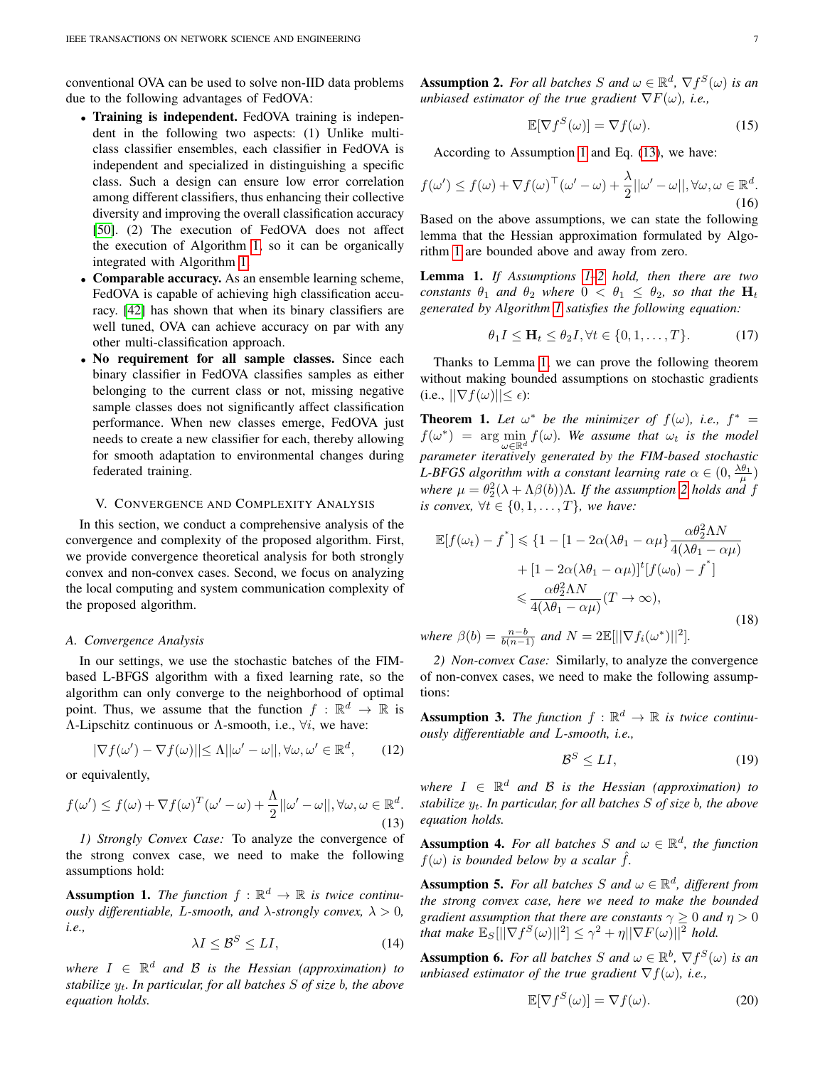conventional OVA can be used to solve non-IID data problems due to the following advantages of FedOVA:

- **Training is independent.** FedOVA training is independent in the following two aspects: (1) Unlike multi-class classifier ensembles, each classifier in FedOVA is independent and specialized in distinguishing a specific class. Such a design can ensure low error correlation among different classifiers, thus enhancing their collective diversity and improving the overall classification accuracy [50]. (2) The execution of FedOVA does not affect the execution of Algorithm 1, so it can be organically integrated with Algorithm 1.
- **Comparable accuracy.** As an ensemble learning scheme, FedOVA is capable of achieving high classification accuracy. [42] has shown that when its binary classifiers are well tuned, OVA can achieve accuracy on par with any other multi-classification approach.
- **No requirement for all sample classes.** Since each binary classifier in FedOVA classifies samples as either belonging to the current class or not, missing negative sample classes does not significantly affect classification performance. When new classes emerge, FedOVA just needs to create a new classifier for each, thereby allowing for smooth adaptation to environmental changes during federated training.

## V. Convergence and Complexity Analysis

In this section, we conduct a comprehensive analysis of the convergence and complexity of the proposed algorithm. First, we provide convergence theoretical analysis for both strongly convex and non-convex cases. Second, we focus on analyzing the local computing and system communication complexity of the proposed algorithm.

### A. Convergence Analysis

In our settings, we use the stochastic batches of the FIM-based L-BFGS algorithm with a fixed learning rate, so the algorithm can only converge to the neighborhood of optimal point. Thus, we assume that the function $f:\mathbb{R}^d\rightarrow\mathbb{R}$ is $\Lambda$-Lipschitz continuous or $\Lambda$-smooth, i.e., $\forall i$, we have:

$$|\nabla f(\omega') - \nabla f(\omega)|| \leq \Lambda||\omega' - \omega||, \forall\omega,\omega'\in\mathbb{R}^d, \tag{12}$$

or equivalently,

$$f(\omega') \leq f(\omega) + \nabla f(\omega)^T(\omega'-\omega) + \frac{\Lambda}{2}||\omega'-\omega||, \forall\omega,\omega\in\mathbb{R}^d. \tag{13}$$

*1) Strongly Convex Case:* To analyze the convergence of the strong convex case, we need to make the following assumptions hold:

**Assumption 1.** *The function $f:\mathbb{R}^d\rightarrow\mathbb{R}$ is twice continuously differentiable, L-smooth, and $\lambda$-strongly convex, $\lambda>0$, i.e.,*

$$\lambda I \leq \mathcal{B}^S \leq LI, \tag{14}$$

*where $I\in\mathbb{R}^d$ and $\mathcal{B}$ is the Hessian (approximation) to stabilize $y_t$. In particular, for all batches $S$ of size $b$, the above equation holds.*

**Assumption 2.** *For all batches $S$ and $\omega\in\mathbb{R}^d$, $\nabla f^S(\omega)$ is an unbiased estimator of the true gradient $\nabla F(\omega)$, i.e.,*

$$\mathbb{E}[\nabla f^S(\omega)] = \nabla f(\omega). \tag{15}$$

According to Assumption 1 and Eq. (13), we have:

$$f(\omega') \leq f(\omega) + \nabla f(\omega)^\top(\omega'-\omega) + \frac{\lambda}{2}||\omega'-\omega||, \forall\omega,\omega\in\mathbb{R}^d. \tag{16}$$

Based on the above assumptions, we can state the following lemma that the Hessian approximation formulated by Algorithm 1 are bounded above and away from zero.

**Lemma 1.** *If Assumptions 1–2 hold, then there are two constants $\theta_1$ and $\theta_2$ where $0<\theta_1\leq\theta_2$, so that the $\mathbf{H}_t$ generated by Algorithm 1 satisfies the following equation:*

$$\theta_1 I \leq \mathbf{H}_t \leq \theta_2 I, \forall t\in\{0,1,\ldots,T\}. \tag{17}$$

Thanks to Lemma 1, we can prove the following theorem without making bounded assumptions on stochastic gradients (i.e., $||\nabla f(\omega)||\leq\epsilon$):

**Theorem 1.** *Let $\omega^*$ be the minimizer of $f(\omega)$, i.e., $f^*=f(\omega^*)=\arg\min_{\omega\in\mathbb{R}^d} f(\omega)$. We assume that $\omega_t$ is the model parameter iteratively generated by the FIM-based stochastic L-BFGS algorithm with a constant learning rate $\alpha\in(0,\frac{\lambda\theta_1}{\mu})$ where $\mu=\theta_2^2(\lambda+\Lambda\beta(b))\Lambda$. If the assumption 2 holds and $f$ is convex, $\forall t\in\{0,1,\ldots,T\}$, we have:*

$$\begin{aligned}\mathbb{E}[f(\omega_t)-f^*] \leqslant \{&1-[1-2\alpha(\lambda\theta_1-\alpha\mu\}\frac{\alpha\theta_2^2\Lambda N}{4(\lambda\theta_1-\alpha\mu)}\\&+[1-2\alpha(\lambda\theta_1-\alpha\mu)]^t[f(\omega_0)-f^*]\\\leqslant&\frac{\alpha\theta_2^2\Lambda N}{4(\lambda\theta_1-\alpha\mu)}(T\rightarrow\infty),\end{aligned} \tag{18}$$

*where $\beta(b)=\frac{n-b}{b(n-1)}$ and $N=2\mathbb{E}[||\nabla f_i(\omega^*)||^2]$.*

*2) Non-convex Case:* Similarly, to analyze the convergence of non-convex cases, we need to make the following assumptions:

**Assumption 3.** *The function $f:\mathbb{R}^d\rightarrow\mathbb{R}$ is twice continuously differentiable and L-smooth, i.e.,*

$$\mathcal{B}^S \leq LI, \tag{19}$$

*where $I\in\mathbb{R}^d$ and $\mathcal{B}$ is the Hessian (approximation) to stabilize $y_t$. In particular, for all batches $S$ of size $b$, the above equation holds.*

**Assumption 4.** *For all batches $S$ and $\omega\in\mathbb{R}^d$, the function $f(\omega)$ is bounded below by a scalar $\hat{f}$.*

**Assumption 5.** *For all batches $S$ and $\omega\in\mathbb{R}^d$, different from the strong convex case, here we need to make the bounded gradient assumption that there are constants $\gamma\geq0$ and $\eta>0$ that make $\mathbb{E}_S[||\nabla f^S(\omega)||^2]\leq\gamma^2+\eta||\nabla F(\omega)||^2$ hold.*

**Assumption 6.** *For all batches $S$ and $\omega\in\mathbb{R}^b$, $\nabla f^S(\omega)$ is an unbiased estimator of the true gradient $\nabla f(\omega)$, i.e.,*

$$\mathbb{E}[\nabla f^S(\omega)] = \nabla f(\omega). \tag{20}$$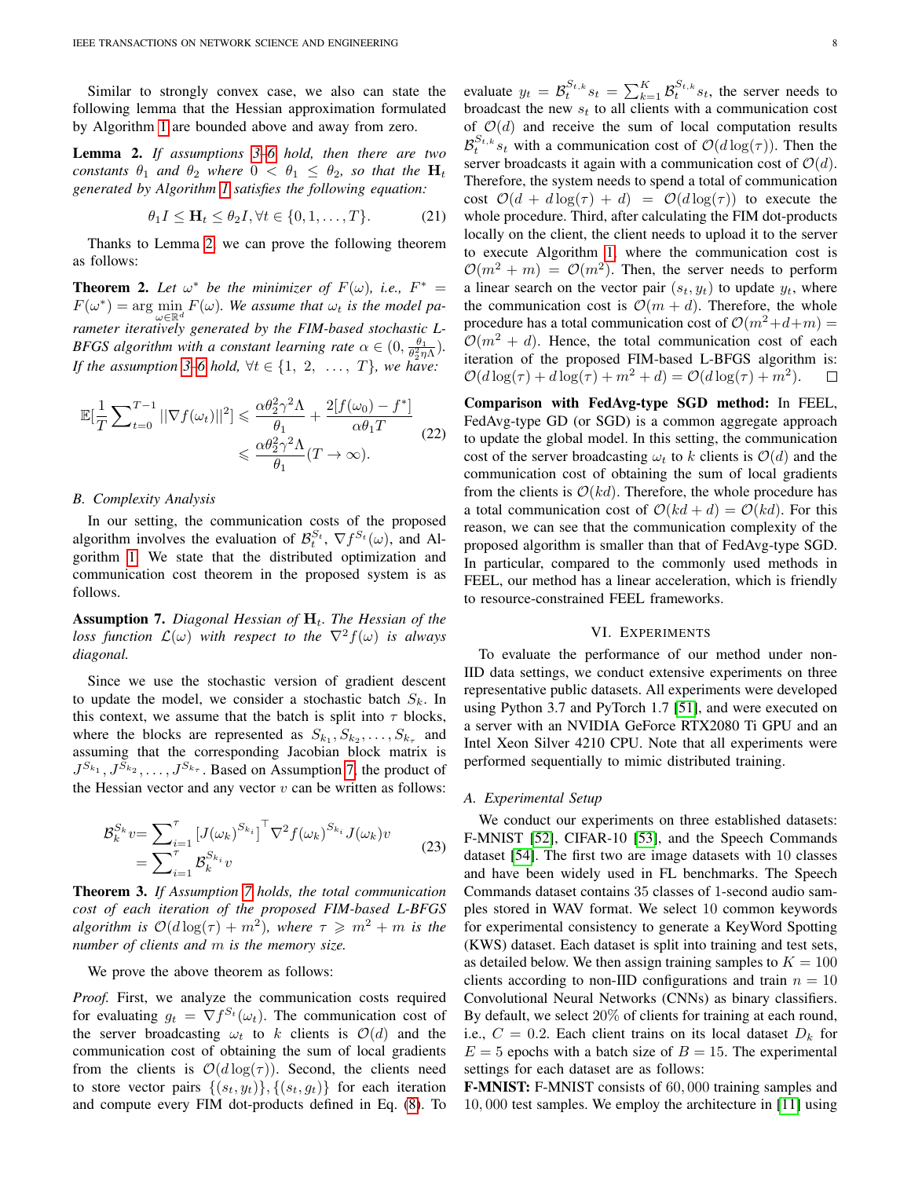Similar to strongly convex case, we also can state the following lemma that the Hessian approximation formulated by Algorithm 1 are bounded above and away from zero.

**Lemma 2.** *If assumptions 3–6 hold, then there are two constants $\theta_1$ and $\theta_2$ where $0 < \theta_1 \leq \theta_2$, so that the $\mathbf{H}_t$ generated by Algorithm 1 satisfies the following equation:*

$$\theta_1 I \leq \mathbf{H}_t \leq \theta_2 I, \forall t \in \{0, 1, \ldots, T\}. \tag{21}$$

Thanks to Lemma 2, we can prove the following theorem as follows:

**Theorem 2.** *Let $\omega^*$ be the minimizer of $F(\omega)$, i.e., $F^* = F(\omega^*) = \arg\min_{\omega \in \mathbb{R}^d} F(\omega)$. We assume that $\omega_t$ is the model parameter iteratively generated by the FIM-based stochastic L-BFGS algorithm with a constant learning rate $\alpha \in (0, \frac{\theta_1}{\theta_2^2 \eta \Lambda})$. If the assumption 3–6 hold, $\forall t \in \{1, 2, \ldots, T\}$, we have:*

$$\begin{aligned}\mathbb{E}[\frac{1}{T}\sum_{t=0}^{T-1} ||\nabla f(\omega_t)||^2] &\leqslant \frac{\alpha \theta_2^2 \gamma^2 \Lambda}{\theta_1} + \frac{2[f(\omega_0) - f^*]}{\alpha \theta_1 T} \\ &\leqslant \frac{\alpha \theta_2^2 \gamma^2 \Lambda}{\theta_1} (T \to \infty).\end{aligned} \tag{22}$$

## B. Complexity Analysis

In our setting, the communication costs of the proposed algorithm involves the evaluation of $\mathcal{B}_t^{S_t}$, $\nabla f^{S_t}(\omega)$, and Algorithm 1. We state that the distributed optimization and communication cost theorem in the proposed system is as follows.

**Assumption 7.** *Diagonal Hessian of $\mathbf{H}_t$. The Hessian of the loss function $\mathcal{L}(\omega)$ with respect to the $\nabla^2 f(\omega)$ is always diagonal.*

Since we use the stochastic version of gradient descent to update the model, we consider a stochastic batch $S_k$. In this context, we assume that the batch is split into $\tau$ blocks, where the blocks are represented as $S_{k_1}, S_{k_2}, \ldots, S_{k_\tau}$ and assuming that the corresponding Jacobian block matrix is $J^{S_{k_1}}, J^{S_{k_2}}, \ldots, J^{S_{k_\tau}}$. Based on Assumption 7, the product of the Hessian vector and any vector $v$ can be written as follows:

$$\begin{aligned}\mathcal{B}_k^{S_k} v &= \sum_{i=1}^{\tau} [J(\omega_k)^{S_{k_i}}]^\top \nabla^2 f(\omega_k)^{S_{k_i}} J(\omega_k) v \\ &= \sum_{i=1}^{\tau} \mathcal{B}_k^{S_{k_i}} v\end{aligned} \tag{23}$$

**Theorem 3.** *If Assumption 7 holds, the total communication cost of each iteration of the proposed FIM-based L-BFGS algorithm is $\mathcal{O}(d\log(\tau) + m^2)$, where $\tau \geqslant m^2 + m$ is the number of clients and $m$ is the memory size.*

We prove the above theorem as follows:

*Proof.* First, we analyze the communication costs required for evaluating $g_t = \nabla f^{S_t}(\omega_t)$. The communication cost of the server broadcasting $\omega_t$ to $k$ clients is $\mathcal{O}(d)$ and the communication cost of obtaining the sum of local gradients from the clients is $\mathcal{O}(d\log(\tau))$. Second, the clients need to store vector pairs $\{(s_t, y_t)\}, \{(s_t, g_t)\}$ for each iteration and compute every FIM dot-products defined in Eq. (8). To evaluate $y_t = \mathcal{B}_t^{S_{t,k}} s_t = \sum_{k=1}^{K} \mathcal{B}_t^{S_{t,k}} s_t$, the server needs to broadcast the new $s_t$ to all clients with a communication cost of $\mathcal{O}(d)$ and receive the sum of local computation results $\mathcal{B}_t^{S_{t,k}} s_t$ with a communication cost of $\mathcal{O}(d\log(\tau))$. Then the server broadcasts it again with a communication cost of $\mathcal{O}(d)$. Therefore, the system needs to spend a total of communication cost $\mathcal{O}(d + d\log(\tau) + d) = \mathcal{O}(d\log(\tau))$ to execute the whole procedure. Third, after calculating the FIM dot-products locally on the client, the client needs to upload it to the server to execute Algorithm 1, where the communication cost is $\mathcal{O}(m^2 + m) = \mathcal{O}(m^2)$. Then, the server needs to perform a linear search on the vector pair $(s_t, y_t)$ to update $y_t$, where the communication cost is $\mathcal{O}(m + d)$. Therefore, the whole procedure has a total communication cost of $\mathcal{O}(m^2 + d + m) = \mathcal{O}(m^2 + d)$. Hence, the total communication cost of each iteration of the proposed FIM-based L-BFGS algorithm is: $\mathcal{O}(d\log(\tau) + d\log(\tau) + m^2 + d) = \mathcal{O}(d\log(\tau) + m^2)$. ☐

**Comparison with FedAvg-type SGD method:** In FEEL, FedAvg-type GD (or SGD) is a common aggregate approach to update the global model. In this setting, the communication cost of the server broadcasting $\omega_t$ to $k$ clients is $\mathcal{O}(d)$ and the communication cost of obtaining the sum of local gradients from the clients is $\mathcal{O}(kd)$. Therefore, the whole procedure has a total communication cost of $\mathcal{O}(kd + d) = \mathcal{O}(kd)$. For this reason, we can see that the communication complexity of the proposed algorithm is smaller than that of FedAvg-type SGD. In particular, compared to the commonly used methods in FEEL, our method has a linear acceleration, which is friendly to resource-constrained FEEL frameworks.

# VI. Experiments

To evaluate the performance of our method under non-IID data settings, we conduct extensive experiments on three representative public datasets. All experiments were developed using Python 3.7 and PyTorch 1.7 [51], and were executed on a server with an NVIDIA GeForce RTX2080 Ti GPU and an Intel Xeon Silver 4210 CPU. Note that all experiments were performed sequentially to mimic distributed training.

## A. Experimental Setup

We conduct our experiments on three established datasets: F-MNIST [52], CIFAR-10 [53], and the Speech Commands dataset [54]. The first two are image datasets with 10 classes and have been widely used in FL benchmarks. The Speech Commands dataset contains 35 classes of 1-second audio samples stored in WAV format. We select 10 common keywords for experimental consistency to generate a KeyWord Spotting (KWS) dataset. Each dataset is split into training and test sets, as detailed below. We then assign training samples to $K = 100$ clients according to non-IID configurations and train $n = 10$ Convolutional Neural Networks (CNNs) as binary classifiers. By default, we select 20% of clients for training at each round, i.e., $C = 0.2$. Each client trains on its local dataset $D_k$ for $E = 5$ epochs with a batch size of $B = 15$. The experimental settings for each dataset are as follows:

**F-MNIST:** F-MNIST consists of 60,000 training samples and 10,000 test samples. We employ the architecture in [11] using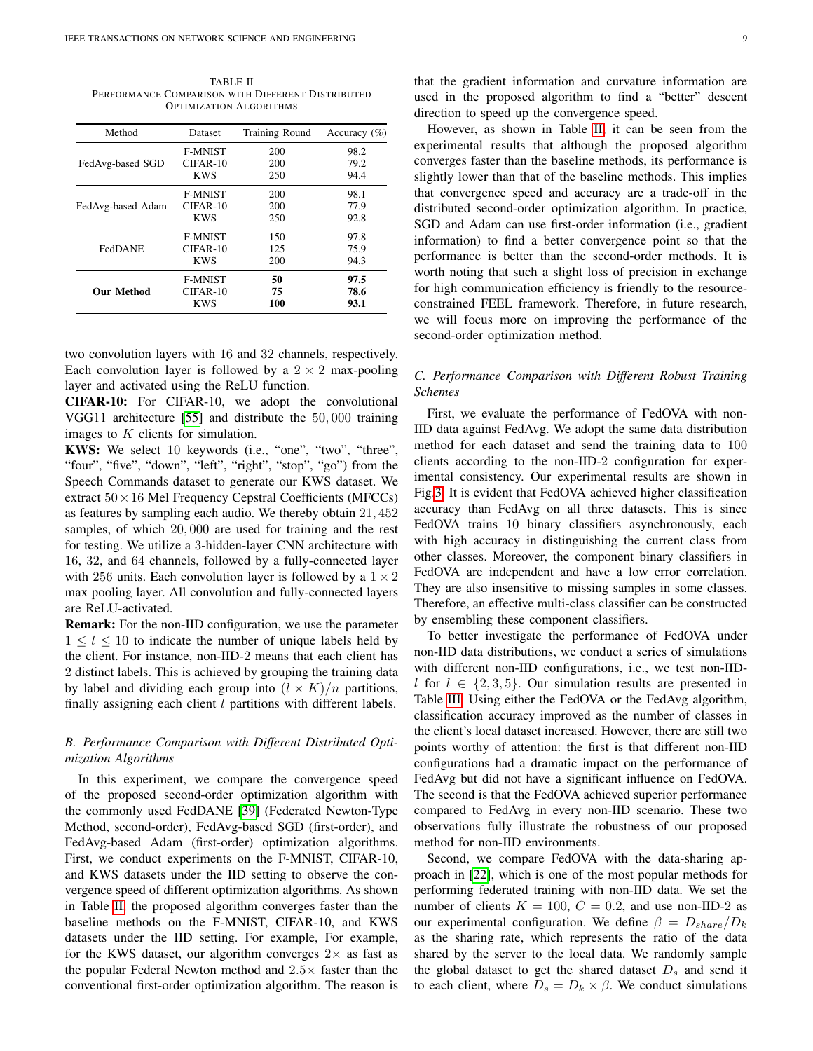TABLE II
PERFORMANCE COMPARISON WITH DIFFERENT DISTRIBUTED OPTIMIZATION ALGORITHMS

| Method | Dataset | Training Round | Accuracy (%) |
|---|---|---|---|
| FedAvg-based SGD | F-MNIST | 200 | 98.2 |
| | CIFAR-10 | 200 | 79.2 |
| | KWS | 250 | 94.4 |
| FedAvg-based Adam | F-MNIST | 200 | 98.1 |
| | CIFAR-10 | 200 | 77.9 |
| | KWS | 250 | 92.8 |
| FedDANE | F-MNIST | 150 | 97.8 |
| | CIFAR-10 | 125 | 75.9 |
| | KWS | 200 | 94.3 |
| **Our Method** | F-MNIST | **50** | **97.5** |
| | CIFAR-10 | **75** | **78.6** |
| | KWS | **100** | **93.1** |

two convolution layers with 16 and 32 channels, respectively. Each convolution layer is followed by a $2 \times 2$ max-pooling layer and activated using the ReLU function.

**CIFAR-10:** For CIFAR-10, we adopt the convolutional VGG11 architecture [55] and distribute the $50,000$ training images to $K$ clients for simulation.

**KWS:** We select 10 keywords (i.e., "one", "two", "three", "four", "five", "down", "left", "right", "stop", "go") from the Speech Commands dataset to generate our KWS dataset. We extract $50 \times 16$ Mel Frequency Cepstral Coefficients (MFCCs) as features by sampling each audio. We thereby obtain $21,452$ samples, of which $20,000$ are used for training and the rest for testing. We utilize a 3-hidden-layer CNN architecture with 16, 32, and 64 channels, followed by a fully-connected layer with 256 units. Each convolution layer is followed by a $1 \times 2$ max pooling layer. All convolution and fully-connected layers are ReLU-activated.

**Remark:** For the non-IID configuration, we use the parameter $1 \leq l \leq 10$ to indicate the number of unique labels held by the client. For instance, non-IID-2 means that each client has 2 distinct labels. This is achieved by grouping the training data by label and dividing each group into $(l \times K)/n$ partitions, finally assigning each client $l$ partitions with different labels.

### B. Performance Comparison with Different Distributed Optimization Algorithms

In this experiment, we compare the convergence speed of the proposed second-order optimization algorithm with the commonly used FedDANE [39] (Federated Newton-Type Method, second-order), FedAvg-based SGD (first-order), and FedAvg-based Adam (first-order) optimization algorithms. First, we conduct experiments on the F-MNIST, CIFAR-10, and KWS datasets under the IID setting to observe the convergence speed of different optimization algorithms. As shown in Table II, the proposed algorithm converges faster than the baseline methods on the F-MNIST, CIFAR-10, and KWS datasets under the IID setting. For example, For example, for the KWS dataset, our algorithm converges $2\times$ as fast as the popular Federal Newton method and $2.5\times$ faster than the conventional first-order optimization algorithm. The reason is that the gradient information and curvature information are used in the proposed algorithm to find a "better" descent direction to speed up the convergence speed.

However, as shown in Table II, it can be seen from the experimental results that although the proposed algorithm converges faster than the baseline methods, its performance is slightly lower than that of the baseline methods. This implies that convergence speed and accuracy are a trade-off in the distributed second-order optimization algorithm. In practice, SGD and Adam can use first-order information (i.e., gradient information) to find a better convergence point so that the performance is better than the second-order methods. It is worth noting that such a slight loss of precision in exchange for high communication efficiency is friendly to the resource-constrained FEEL framework. Therefore, in future research, we will focus more on improving the performance of the second-order optimization method.

### C. Performance Comparison with Different Robust Training Schemes

First, we evaluate the performance of FedOVA with non-IID data against FedAvg. We adopt the same data distribution method for each dataset and send the training data to 100 clients according to the non-IID-2 configuration for experimental consistency. Our experimental results are shown in Fig.3. It is evident that FedOVA achieved higher classification accuracy than FedAvg on all three datasets. This is since FedOVA trains 10 binary classifiers asynchronously, each with high accuracy in distinguishing the current class from other classes. Moreover, the component binary classifiers in FedOVA are independent and have a low error correlation. They are also insensitive to missing samples in some classes. Therefore, an effective multi-class classifier can be constructed by ensembling these component classifiers.

To better investigate the performance of FedOVA under non-IID data distributions, we conduct a series of simulations with different non-IID configurations, i.e., we test non-IID-$l$ for $l \in \{2, 3, 5\}$. Our simulation results are presented in Table III. Using either the FedOVA or the FedAvg algorithm, classification accuracy improved as the number of classes in the client's local dataset increased. However, there are still two points worthy of attention: the first is that different non-IID configurations had a dramatic impact on the performance of FedAvg but did not have a significant influence on FedOVA. The second is that the FedOVA achieved superior performance compared to FedAvg in every non-IID scenario. These two observations fully illustrate the robustness of our proposed method for non-IID environments.

Second, we compare FedOVA with the data-sharing approach in [22], which is one of the most popular methods for performing federated training with non-IID data. We set the number of clients $K = 100$, $C = 0.2$, and use non-IID-2 as our experimental configuration. We define $\beta = D_{share}/D_k$ as the sharing rate, which represents the ratio of the data shared by the server to the local data. We randomly sample the global dataset to get the shared dataset $D_s$ and send it to each client, where $D_s = D_k \times \beta$. We conduct simulations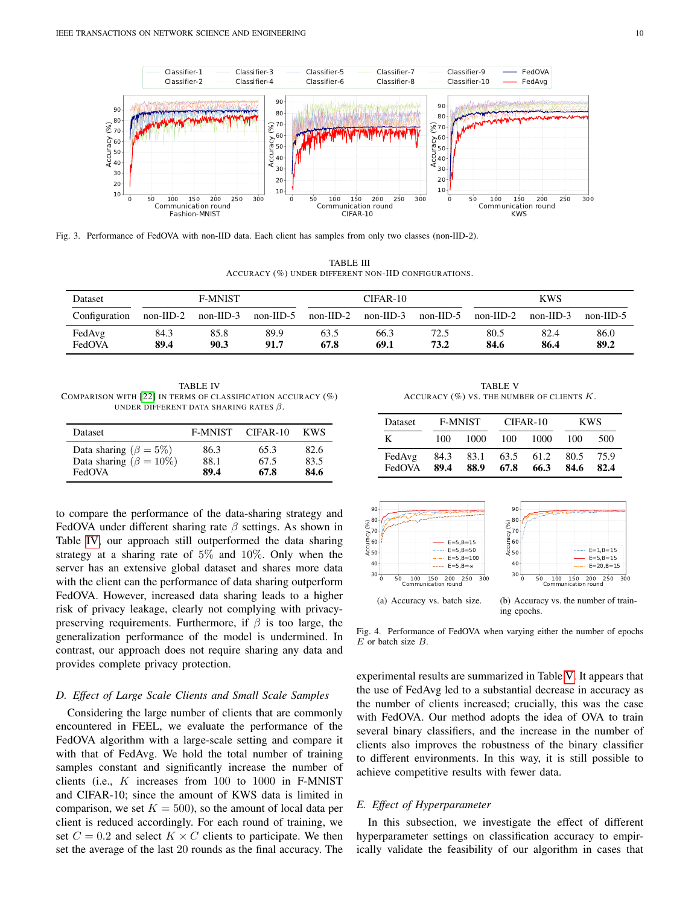Fig. 3. Performance of FedOVA with non-IID data. Each client has samples from only two classes (non-IID-2).

TABLE III
ACCURACY (%) UNDER DIFFERENT NON-IID CONFIGURATIONS.

| Dataset | F-MNIST | | | CIFAR-10 | | | KWS | | |
|---|---|---|---|---|---|---|---|---|---|
| Configuration | non-IID-2 | non-IID-3 | non-IID-5 | non-IID-2 | non-IID-3 | non-IID-5 | non-IID-2 | non-IID-3 | non-IID-5 |
| FedAvg | 84.3 | 85.8 | 89.9 | 63.5 | 66.3 | 72.5 | 80.5 | 82.4 | 86.0 |
| FedOVA | **89.4** | **90.3** | **91.7** | **67.8** | **69.1** | **73.2** | **84.6** | **86.4** | **89.2** |

TABLE IV
COMPARISON WITH [22] IN TERMS OF CLASSIFICATION ACCURACY (%) UNDER DIFFERENT DATA SHARING RATES $\beta$.

| Dataset | F-MNIST | CIFAR-10 | KWS |
|---|---|---|---|
| Data sharing ($\beta = 5\%$) | 86.3 | 65.3 | 82.6 |
| Data sharing ($\beta = 10\%$) | 88.1 | 67.5 | 83.5 |
| FedOVA | **89.4** | **67.8** | **84.6** |

to compare the performance of the data-sharing strategy and FedOVA under different sharing rate $\beta$ settings. As shown in Table IV, our approach still outperformed the data sharing strategy at a sharing rate of 5% and 10%. Only when the server has an extensive global dataset and shares more data with the client can the performance of data sharing outperform FedOVA. However, increased data sharing leads to a higher risk of privacy leakage, clearly not complying with privacy-preserving requirements. Furthermore, if $\beta$ is too large, the generalization performance of the model is undermined. In contrast, our approach does not require sharing any data and provides complete privacy protection.

### D. Effect of Large Scale Clients and Small Scale Samples

Considering the large number of clients that are commonly encountered in FEEL, we evaluate the performance of the FedOVA algorithm with a large-scale setting and compare it with that of FedAvg. We hold the total number of training samples constant and significantly increase the number of clients (i.e., $K$ increases from 100 to 1000 in F-MNIST and CIFAR-10; since the amount of KWS data is limited in comparison, we set $K = 500$), so the amount of local data per client is reduced accordingly. For each round of training, we set $C = 0.2$ and select $K \times C$ clients to participate. We then set the average of the last 20 rounds as the final accuracy. The experimental results are summarized in Table V. It appears that the use of FedAvg led to a substantial decrease in accuracy as the number of clients increased; crucially, this was the case with FedOVA. Our method adopts the idea of OVA to train several binary classifiers, and the increase in the number of clients also improves the robustness of the binary classifier to different environments. In this way, it is still possible to achieve competitive results with fewer data.

TABLE V
ACCURACY (%) VS. THE NUMBER OF CLIENTS $K$.

| Dataset | F-MNIST | | CIFAR-10 | | KWS | |
|---|---|---|---|---|---|---|
| K | 100 | 1000 | 100 | 1000 | 100 | 500 |
| FedAvg | 84.3 | 83.1 | 63.5 | 61.2 | 80.5 | 75.9 |
| FedOVA | **89.4** | **88.9** | **67.8** | **66.3** | **84.6** | **82.4** |

(a) Accuracy vs. batch size.

(b) Accuracy vs. the number of training epochs.

Fig. 4. Performance of FedOVA when varying either the number of epochs $E$ or batch size $B$.

### E. Effect of Hyperparameter

In this subsection, we investigate the effect of different hyperparameter settings on classification accuracy to empirically validate the feasibility of our algorithm in cases that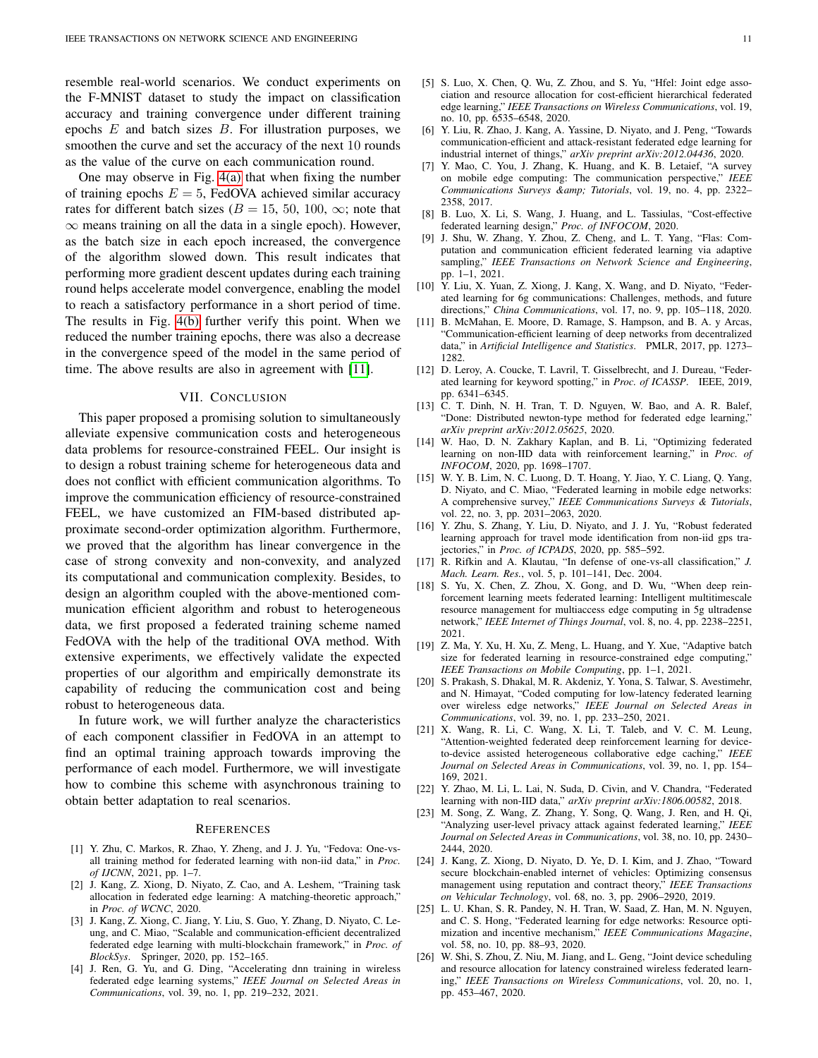resemble real-world scenarios. We conduct experiments on the F-MNIST dataset to study the impact on classification accuracy and training convergence under different training epochs $E$ and batch sizes $B$. For illustration purposes, we smoothen the curve and set the accuracy of the next 10 rounds as the value of the curve on each communication round.

One may observe in Fig. 4(a) that when fixing the number of training epochs $E = 5$, FedOVA achieved similar accuracy rates for different batch sizes ($B = 15$, 50, 100, $\infty$; note that $\infty$ means training on all the data in a single epoch). However, as the batch size in each epoch increased, the convergence of the algorithm slowed down. This result indicates that performing more gradient descent updates during each training round helps accelerate model convergence, enabling the model to reach a satisfactory performance in a short period of time. The results in Fig. 4(b) further verify this point. When we reduced the number training epochs, there was also a decrease in the convergence speed of the model in the same period of time. The above results are also in agreement with [11].

## VII. Conclusion

This paper proposed a promising solution to simultaneously alleviate expensive communication costs and heterogeneous data problems for resource-constrained FEEL. Our insight is to design a robust training scheme for heterogeneous data and does not conflict with efficient communication algorithms. To improve the communication efficiency of resource-constrained FEEL, we have customized an FIM-based distributed approximate second-order optimization algorithm. Furthermore, we proved that the algorithm has linear convergence in the case of strong convexity and non-convexity, and analyzed its computational and communication complexity. Besides, to design an algorithm coupled with the above-mentioned communication efficient algorithm and robust to heterogeneous data, we first proposed a federated training scheme named FedOVA with the help of the traditional OVA method. With extensive experiments, we effectively validate the expected properties of our algorithm and empirically demonstrate its capability of reducing the communication cost and being robust to heterogeneous data.

In future work, we will further analyze the characteristics of each component classifier in FedOVA in an attempt to find an optimal training approach towards improving the performance of each model. Furthermore, we will investigate how to combine this scheme with asynchronous training to obtain better adaptation to real scenarios.

## References

[1] Y. Zhu, C. Markos, R. Zhao, Y. Zheng, and J. J. Yu, "Fedova: One-vs-all training method for federated learning with non-iid data," in *Proc. of IJCNN*, 2021, pp. 1–7.

[2] J. Kang, Z. Xiong, D. Niyato, Z. Cao, and A. Leshem, "Training task allocation in federated edge learning: A matching-theoretic approach," in *Proc. of WCNC*, 2020.

[3] J. Kang, Z. Xiong, C. Jiang, Y. Liu, S. Guo, Y. Zhang, D. Niyato, C. Leung, and C. Miao, "Scalable and communication-efficient decentralized federated edge learning with multi-blockchain framework," in *Proc. of BlockSys*. Springer, 2020, pp. 152–165.

[4] J. Ren, G. Yu, and G. Ding, "Accelerating dnn training in wireless federated edge learning systems," *IEEE Journal on Selected Areas in Communications*, vol. 39, no. 1, pp. 219–232, 2021.

[5] S. Luo, X. Chen, Q. Wu, Z. Zhou, and S. Yu, "Hfel: Joint edge association and resource allocation for cost-efficient hierarchical federated edge learning," *IEEE Transactions on Wireless Communications*, vol. 19, no. 10, pp. 6535–6548, 2020.

[6] Y. Liu, R. Zhao, J. Kang, A. Yassine, D. Niyato, and J. Peng, "Towards communication-efficient and attack-resistant federated edge learning for industrial internet of things," *arXiv preprint arXiv:2012.04436*, 2020.

[7] Y. Mao, C. You, J. Zhang, K. Huang, and K. B. Letaief, "A survey on mobile edge computing: The communication perspective," *IEEE Communications Surveys &amp; Tutorials*, vol. 19, no. 4, pp. 2322–2358, 2017.

[8] B. Luo, X. Li, S. Wang, J. Huang, and L. Tassiulas, "Cost-effective federated learning design," *Proc. of INFOCOM*, 2020.

[9] J. Shu, W. Zhang, Y. Zhou, Z. Cheng, and L. T. Yang, "Flas: Computation and communication efficient federated learning via adaptive sampling," *IEEE Transactions on Network Science and Engineering*, pp. 1–1, 2021.

[10] Y. Liu, X. Yuan, Z. Xiong, J. Kang, X. Wang, and D. Niyato, "Federated learning for 6g communications: Challenges, methods, and future directions," *China Communications*, vol. 17, no. 9, pp. 105–118, 2020.

[11] B. McMahan, E. Moore, D. Ramage, S. Hampson, and B. A. y Arcas, "Communication-efficient learning of deep networks from decentralized data," in *Artificial Intelligence and Statistics*. PMLR, 2017, pp. 1273–1282.

[12] D. Leroy, A. Coucke, T. Lavril, T. Gisselbrecht, and J. Dureau, "Federated learning for keyword spotting," in *Proc. of ICASSP*. IEEE, 2019, pp. 6341–6345.

[13] C. T. Dinh, N. H. Tran, T. D. Nguyen, W. Bao, and A. R. Balef, "Done: Distributed newton-type method for federated edge learning," *arXiv preprint arXiv:2012.05625*, 2020.

[14] W. Hao, D. N. Zakhary Kaplan, and B. Li, "Optimizing federated learning on non-IID data with reinforcement learning," in *Proc. of INFOCOM*, 2020, pp. 1698–1707.

[15] W. Y. B. Lim, N. C. Luong, D. T. Hoang, Y. Jiao, Y. C. Liang, Q. Yang, D. Niyato, and C. Miao, "Federated learning in mobile edge networks: A comprehensive survey," *IEEE Communications Surveys & Tutorials*, vol. 22, no. 3, pp. 2031–2063, 2020.

[16] Y. Zhu, S. Zhang, Y. Liu, D. Niyato, and J. J. Yu, "Robust federated learning approach for travel mode identification from non-iid gps trajectories," in *Proc. of ICPADS*, 2020, pp. 585–592.

[17] R. Rifkin and A. Klautau, "In defense of one-vs-all classification," *J. Mach. Learn. Res.*, vol. 5, p. 101–141, Dec. 2004.

[18] S. Yu, X. Chen, Z. Zhou, X. Gong, and D. Wu, "When deep reinforcement learning meets federated learning: Intelligent multitimescale resource management for multiaccess edge computing in 5g ultradense network," *IEEE Internet of Things Journal*, vol. 8, no. 4, pp. 2238–2251, 2021.

[19] Z. Ma, Y. Xu, H. Xu, Z. Meng, L. Huang, and Y. Xue, "Adaptive batch size for federated learning in resource-constrained edge computing," *IEEE Transactions on Mobile Computing*, pp. 1–1, 2021.

[20] S. Prakash, S. Dhakal, M. R. Akdeniz, Y. Yona, S. Talwar, S. Avestimehr, and N. Himayat, "Coded computing for low-latency federated learning over wireless edge networks," *IEEE Journal on Selected Areas in Communications*, vol. 39, no. 1, pp. 233–250, 2021.

[21] X. Wang, R. Li, C. Wang, X. Li, T. Taleb, and V. C. M. Leung, "Attention-weighted federated deep reinforcement learning for device-to-device assisted heterogeneous collaborative edge caching," *IEEE Journal on Selected Areas in Communications*, vol. 39, no. 1, pp. 154–169, 2021.

[22] Y. Zhao, M. Li, L. Lai, N. Suda, D. Civin, and V. Chandra, "Federated learning with non-IID data," *arXiv preprint arXiv:1806.00582*, 2018.

[23] M. Song, Z. Wang, Z. Zhang, Y. Song, Q. Wang, J. Ren, and H. Qi, "Analyzing user-level privacy attack against federated learning," *IEEE Journal on Selected Areas in Communications*, vol. 38, no. 10, pp. 2430–2444, 2020.

[24] J. Kang, Z. Xiong, D. Niyato, D. Ye, D. I. Kim, and J. Zhao, "Toward secure blockchain-enabled internet of vehicles: Optimizing consensus management using reputation and contract theory," *IEEE Transactions on Vehicular Technology*, vol. 68, no. 3, pp. 2906–2920, 2019.

[25] L. U. Khan, S. R. Pandey, N. H. Tran, W. Saad, Z. Han, M. N. Nguyen, and C. S. Hong, "Federated learning for edge networks: Resource optimization and incentive mechanism," *IEEE Communications Magazine*, vol. 58, no. 10, pp. 88–93, 2020.

[26] W. Shi, S. Zhou, Z. Niu, M. Jiang, and L. Geng, "Joint device scheduling and resource allocation for latency constrained wireless federated learning," *IEEE Transactions on Wireless Communications*, vol. 20, no. 1, pp. 453–467, 2020.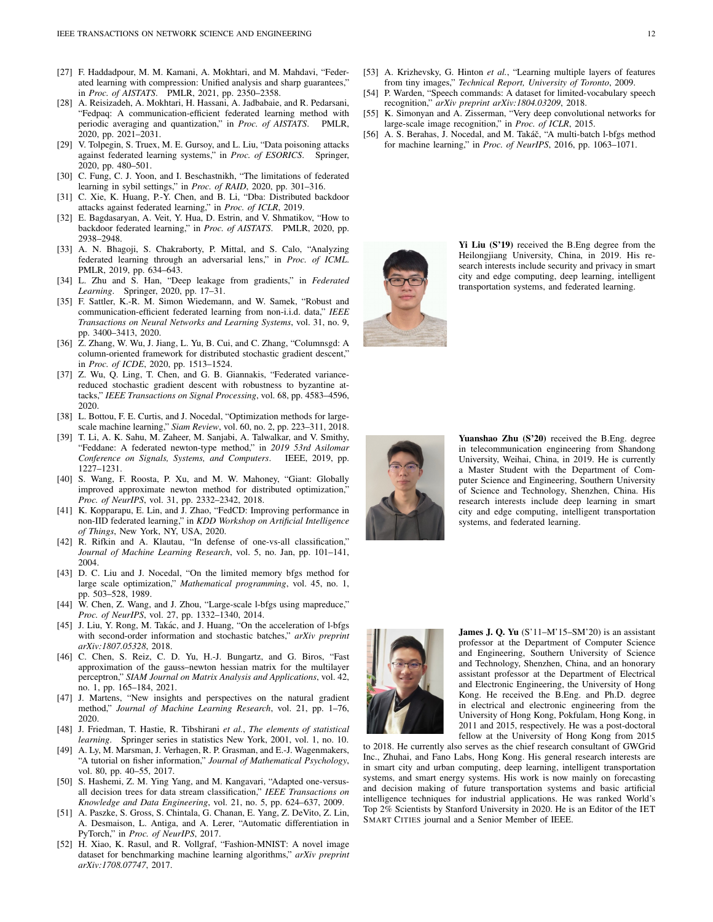[27] F. Haddadpour, M. M. Kamani, A. Mokhtari, and M. Mahdavi, "Federated learning with compression: Unified analysis and sharp guarantees," in *Proc. of AISTATS*. PMLR, 2021, pp. 2350–2358.

[28] A. Reisizadeh, A. Mokhtari, H. Hassani, A. Jadbabaie, and R. Pedarsani, "Fedpaq: A communication-efficient federated learning method with periodic averaging and quantization," in *Proc. of AISTATS*. PMLR, 2020, pp. 2021–2031.

[29] V. Tolpegin, S. Truex, M. E. Gursoy, and L. Liu, "Data poisoning attacks against federated learning systems," in *Proc. of ESORICS*. Springer, 2020, pp. 480–501.

[30] C. Fung, C. J. Yoon, and I. Beschastnikh, "The limitations of federated learning in sybil settings," in *Proc. of RAID*, 2020, pp. 301–316.

[31] C. Xie, K. Huang, P.-Y. Chen, and B. Li, "Dba: Distributed backdoor attacks against federated learning," in *Proc. of ICLR*, 2019.

[32] E. Bagdasaryan, A. Veit, Y. Hua, D. Estrin, and V. Shmatikov, "How to backdoor federated learning," in *Proc. of AISTATS*. PMLR, 2020, pp. 2938–2948.

[33] A. N. Bhagoji, S. Chakraborty, P. Mittal, and S. Calo, "Analyzing federated learning through an adversarial lens," in *Proc. of ICML*. PMLR, 2019, pp. 634–643.

[34] L. Zhu and S. Han, "Deep leakage from gradients," in *Federated Learning*. Springer, 2020, pp. 17–31.

[35] F. Sattler, K.-R. M. Simon Wiedemann, and W. Samek, "Robust and communication-efficient federated learning from non-i.i.d. data," *IEEE Transactions on Neural Networks and Learning Systems*, vol. 31, no. 9, pp. 3400–3413, 2020.

[36] Z. Zhang, W. Wu, J. Jiang, L. Yu, B. Cui, and C. Zhang, "Columnsgd: A column-oriented framework for distributed stochastic gradient descent," in *Proc. of ICDE*, 2020, pp. 1513–1524.

[37] Z. Wu, Q. Ling, T. Chen, and G. B. Giannakis, "Federated variance-reduced stochastic gradient descent with robustness to byzantine attacks," *IEEE Transactions on Signal Processing*, vol. 68, pp. 4583–4596, 2020.

[38] L. Bottou, F. E. Curtis, and J. Nocedal, "Optimization methods for large-scale machine learning," *Siam Review*, vol. 60, no. 2, pp. 223–311, 2018.

[39] T. Li, A. K. Sahu, M. Zaheer, M. Sanjabi, A. Talwalkar, and V. Smithy, "Feddane: A federated newton-type method," in *2019 53rd Asilomar Conference on Signals, Systems, and Computers*. IEEE, 2019, pp. 1227–1231.

[40] S. Wang, F. Roosta, P. Xu, and M. W. Mahoney, "Giant: Globally improved approximate newton method for distributed optimization," *Proc. of NeurIPS*, vol. 31, pp. 2332–2342, 2018.

[41] K. Kopparapu, E. Lin, and J. Zhao, "FedCD: Improving performance in non-IID federated learning," in *KDD Workshop on Artificial Intelligence of Things*, New York, NY, USA, 2020.

[42] R. Rifkin and A. Klautau, "In defense of one-vs-all classification," *Journal of Machine Learning Research*, vol. 5, no. Jan, pp. 101–141, 2004.

[43] D. C. Liu and J. Nocedal, "On the limited memory bfgs method for large scale optimization," *Mathematical programming*, vol. 45, no. 1, pp. 503–528, 1989.

[44] W. Chen, Z. Wang, and J. Zhou, "Large-scale l-bfgs using mapreduce," *Proc. of NeurIPS*, vol. 27, pp. 1332–1340, 2014.

[45] J. Liu, Y. Rong, M. Takác, and J. Huang, "On the acceleration of l-bfgs with second-order information and stochastic batches," *arXiv preprint arXiv:1807.05328*, 2018.

[46] C. Chen, S. Reiz, C. D. Yu, H.-J. Bungartz, and G. Biros, "Fast approximation of the gauss–newton hessian matrix for the multilayer perceptron," *SIAM Journal on Matrix Analysis and Applications*, vol. 42, no. 1, pp. 165–184, 2021.

[47] J. Martens, "New insights and perspectives on the natural gradient method," *Journal of Machine Learning Research*, vol. 21, pp. 1–76, 2020.

[48] J. Friedman, T. Hastie, R. Tibshirani *et al.*, *The elements of statistical learning*. Springer series in statistics New York, 2001, vol. 1, no. 10.

[49] A. Ly, M. Marsman, J. Verhagen, R. P. Grasman, and E.-J. Wagenmakers, "A tutorial on fisher information," *Journal of Mathematical Psychology*, vol. 80, pp. 40–55, 2017.

[50] S. Hashemi, Z. M. Ying Yang, and M. Kangavari, "Adapted one-versus-all decision trees for data stream classification," *IEEE Transactions on Knowledge and Data Engineering*, vol. 21, no. 5, pp. 624–637, 2009.

[51] A. Paszke, S. Gross, S. Chintala, G. Chanan, E. Yang, Z. DeVito, Z. Lin, A. Desmaison, L. Antiga, and A. Lerer, "Automatic differentiation in PyTorch," in *Proc. of NeurIPS*, 2017.

[52] H. Xiao, K. Rasul, and R. Vollgraf, "Fashion-MNIST: A novel image dataset for benchmarking machine learning algorithms," *arXiv preprint arXiv:1708.07747*, 2017.

[53] A. Krizhevsky, G. Hinton *et al.*, "Learning multiple layers of features from tiny images," *Technical Report, University of Toronto*, 2009.

[54] P. Warden, "Speech commands: A dataset for limited-vocabulary speech recognition," *arXiv preprint arXiv:1804.03209*, 2018.

[55] K. Simonyan and A. Zisserman, "Very deep convolutional networks for large-scale image recognition," in *Proc. of ICLR*, 2015.

[56] A. S. Berahas, J. Nocedal, and M. Takáč, "A multi-batch l-bfgs method for machine learning," in *Proc. of NeurIPS*, 2016, pp. 1063–1071.

**Yi Liu (S'19)** received the B.Eng degree from the Heilongjiang University, China, in 2019. His research interests include security and privacy in smart city and edge computing, deep learning, intelligent transportation systems, and federated learning.

**Yuanshao Zhu (S'20)** received the B.Eng. degree in telecommunication engineering from Shandong University, Weihai, China, in 2019. He is currently a Master Student with the Department of Computer Science and Engineering, Southern University of Science and Technology, Shenzhen, China. His research interests include deep learning in smart city and edge computing, intelligent transportation systems, and federated learning.

**James J. Q. Yu** (S'11–M'15–SM'20) is an assistant professor at the Department of Computer Science and Engineering, Southern University of Science and Technology, Shenzhen, China, and an honorary assistant professor at the Department of Electrical and Electronic Engineering, the University of Hong Kong. He received the B.Eng. and Ph.D. degree in electrical and electronic engineering from the University of Hong Kong, Pokfulam, Hong Kong, in 2011 and 2015, respectively. He was a post-doctoral fellow at the University of Hong Kong from 2015 to 2018. He currently also serves as the chief research consultant of GWGrid Inc., Zhuhai, and Fano Labs, Hong Kong. His general research interests are in smart city and urban computing, deep learning, intelligent transportation systems, and smart energy systems. His work is now mainly on forecasting and decision making of future transportation systems and basic artificial intelligence techniques for industrial applications. He was ranked World's Top 2% Scientists by Stanford University in 2020. He is an Editor of the IET SMART CITIES journal and a Senior Member of IEEE.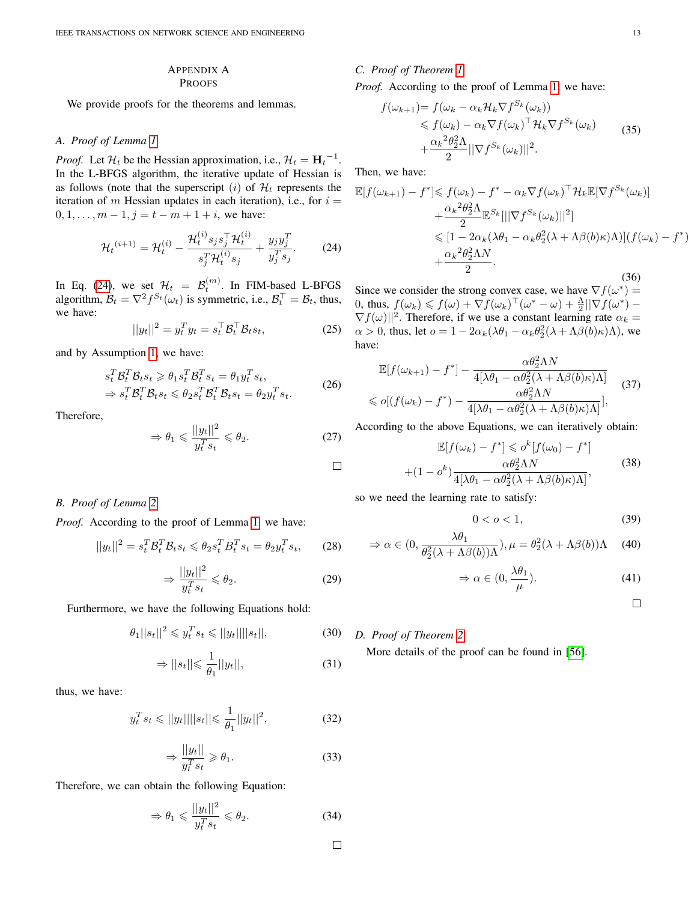# Appendix A
# Proofs

We provide proofs for the theorems and lemmas.

### A. Proof of Lemma 1

*Proof.* Let $\mathcal{H}_t$ be the Hessian approximation, i.e., $\mathcal{H}_t = \mathbf{H}_t^{-1}$. In the L-BFGS algorithm, the iterative update of Hessian is as follows (note that the superscript $(i)$ of $\mathcal{H}_t$ represents the iteration of $m$ Hessian updates in each iteration), i.e., for $i = 0, 1, \ldots, m-1, j = t - m + 1 + i$, we have:

$$\mathcal{H}_t{}^{(i+1)} = \mathcal{H}_t^{(i)} - \frac{\mathcal{H}_t^{(i)} s_j s_j^\top \mathcal{H}_t^{(i)}}{s_j^T \mathcal{H}_t^{(i)} s_j} + \frac{y_j y_j^T}{y_j^T s_j}. \tag{24}$$

In Eq. (24), we set $\mathcal{H}_t = \mathcal{B}_t^{(m)}$. In FIM-based L-BFGS algorithm, $\mathcal{B}_t = \nabla^2 f^{S_t}(\omega_t)$ is symmetric, i.e., $\mathcal{B}_t^\top = \mathcal{B}_t$, thus, we have:

$$||y_t||^2 = y_t^T y_t = s_t^\top \mathcal{B}_t^\top \mathcal{B}_t s_t, \tag{25}$$

and by Assumption 1, we have:

$$\begin{aligned} & s_t^T \mathcal{B}_t^T \mathcal{B}_t s_t \geqslant \theta_1 s_t^T \mathcal{B}_t^T s_t = \theta_1 y_t^T s_t, \\ & \Rightarrow s_t^T \mathcal{B}_t^T \mathcal{B}_t s_t \leqslant \theta_2 s_t^T \mathcal{B}_t^T \mathcal{B}_t s_t = \theta_2 y_t^T s_t. \end{aligned} \tag{26}$$

Therefore,

$$\Rightarrow \theta_1 \leqslant \frac{||y_t||^2}{y_t^T s_t} \leqslant \theta_2. \tag{27}$$

$\square$

### B. Proof of Lemma 2

*Proof.* According to the proof of Lemma 1, we have:

$$||y_t||^2 = s_t^T \mathcal{B}_t^T \mathcal{B}_t s_t \leqslant \theta_2 s_t^T B_t^T s_t = \theta_2 y_t^T s_t, \tag{28}$$

$$\Rightarrow \frac{||y_t||^2}{y_t^T s_t} \leqslant \theta_2. \tag{29}$$

Furthermore, we have the following Equations hold:

$$\theta_1 ||s_t||^2 \leqslant y_t^T s_t \leqslant ||y_t|| ||s_t||, \tag{30}$$

$$\Rightarrow ||s_t|| \leqslant \frac{1}{\theta_1} ||y_t||, \tag{31}$$

thus, we have:

$$y_t^T s_t \leqslant ||y_t|| ||s_t|| \leqslant \frac{1}{\theta_1} ||y_t||^2, \tag{32}$$

$$\Rightarrow \frac{||y_t||}{y_t^T s_t} \geqslant \theta_1. \tag{33}$$

Therefore, we can obtain the following Equation:

$$\Rightarrow \theta_1 \leqslant \frac{||y_t||^2}{y_t^T s_t} \leqslant \theta_2. \tag{34}$$

$\square$

### C. Proof of Theorem 1

*Proof.* According to the proof of Lemma 1, we have:

$$\begin{aligned} f(\omega_{k+1}) &= f(\omega_k - \alpha_k \mathcal{H}_k \nabla f^{S_k}(\omega_k)) \\ &\leqslant f(\omega_k) - \alpha_k \nabla f(\omega_k)^\top \mathcal{H}_k \nabla f^{S_k}(\omega_k) \\ &+ \frac{{\alpha_k}^2 \theta_2^2 \Lambda}{2} ||\nabla f^{S_k}(\omega_k)||^2. \end{aligned} \tag{35}$$

Then, we have:

$$\begin{aligned} \mathbb{E}[f(\omega_{k+1}) - f^*] &\leqslant f(\omega_k) - f^* - \alpha_k \nabla f(\omega_k)^\top \mathcal{H}_k \mathbb{E}[\nabla f^{S_k}(\omega_k)] \\ &+ \frac{{\alpha_k}^2 \theta_2^2 \Lambda}{2} \mathbb{E}^{S_k}[||\nabla f^{S_k}(\omega_k)||^2] \\ &\leqslant [1 - 2\alpha_k(\lambda\theta_1 - \alpha_k \theta_2^2(\lambda + \Lambda\beta(b)\kappa)\Lambda)](f(\omega_k) - f^*) \\ &+ \frac{{\alpha_k}^2 \theta_2^2 \Lambda N}{2}. \end{aligned} \tag{36}$$

Since we consider the strong convex case, we have $\nabla f(\omega^*) = 0$, thus, $f(\omega_k) \leqslant f(\omega) + \nabla f(\omega_k)^\top (\omega^* - \omega) + \frac{\Lambda}{2} ||\nabla f(\omega^*) - \nabla f(\omega)||^2$. Therefore, if we use a constant learning rate $\alpha_k = \alpha > 0$, thus, let $o = 1 - 2\alpha_k(\lambda\theta_1 - \alpha_k\theta_2^2(\lambda + \Lambda\beta(b)\kappa)\Lambda)$, we have:

$$\begin{aligned} & \mathbb{E}[f(\omega_{k+1}) - f^*] - \frac{\alpha\theta_2^2 \Lambda N}{4[\lambda\theta_1 - \alpha\theta_2^2(\lambda + \Lambda\beta(b)\kappa)\Lambda]} \\ & \leqslant o[(f(\omega_k) - f^*) - \frac{\alpha\theta_2^2 \Lambda N}{4[\lambda\theta_1 - \alpha\theta_2^2(\lambda + \Lambda\beta(b)\kappa)\Lambda]}], \end{aligned} \tag{37}$$

According to the above Equations, we can iteratively obtain:

$$\begin{aligned} & \mathbb{E}[f(\omega_k) - f^*] \leqslant o^k [f(\omega_0) - f^*] \\ & + (1 - o^k) \frac{\alpha\theta_2^2 \Lambda N}{4[\lambda\theta_1 - \alpha\theta_2^2(\lambda + \Lambda\beta(b)\kappa)\Lambda]}, \end{aligned} \tag{38}$$

so we need the learning rate to satisfy:

$$0 < o < 1, \tag{39}$$

$$\Rightarrow \alpha \in (0, \frac{\lambda\theta_1}{\theta_2^2(\lambda + \Lambda\beta(b))\Lambda}), \mu = \theta_2^2(\lambda + \Lambda\beta(b))\Lambda \tag{40}$$

$$\Rightarrow \alpha \in (0, \frac{\lambda\theta_1}{\mu}). \tag{41}$$

$\square$

### D. Proof of Theorem 2

More details of the proof can be found in [56].